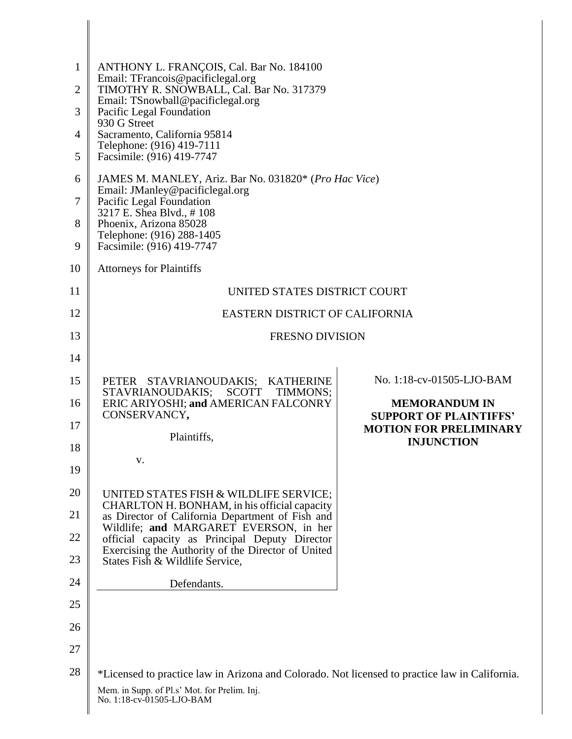ANTHONY L. FRANÇOIS, Cal. Bar No. 184100
Email: TFrancois@pacificlegal.org
TIMOTHY R. SNOWBALL, Cal. Bar No. 317379
Email: TSnowball@pacificlegal.org
Pacific Legal Foundation
930 G Street
Sacramento, California 95814
Telephone: (916) 419-7111
Facsimile: (916) 419-7747

JAMES M. MANLEY, Ariz. Bar No. 031820* (*Pro Hac Vice*)
Email: JManley@pacificlegal.org
Pacific Legal Foundation
3217 E. Shea Blvd., # 108
Phoenix, Arizona 85028
Telephone: (916) 288-1405
Facsimile: (916) 419-7747

Attorneys for Plaintiffs

UNITED STATES DISTRICT COURT

EASTERN DISTRICT OF CALIFORNIA

FRESNO DIVISION

PETER STAVRIANOUDAKIS; KATHERINE STAVRIANOUDAKIS; SCOTT TIMMONS; ERIC ARIYOSHI; **and** AMERICAN FALCONRY CONSERVANCY**,**

Plaintiffs,

v.

UNITED STATES FISH & WILDLIFE SERVICE; CHARLTON H. BONHAM, in his official capacity as Director of California Department of Fish and Wildlife; **and** MARGARET EVERSON, in her official capacity as Principal Deputy Director Exercising the Authority of the Director of United States Fish & Wildlife Service,

Defendants.

No. 1:18-cv-01505-LJO-BAM

**MEMORANDUM IN SUPPORT OF PLAINTIFFS' MOTION FOR PRELIMINARY INJUNCTION**

*Licensed to practice law in Arizona and Colorado. Not licensed to practice law in California.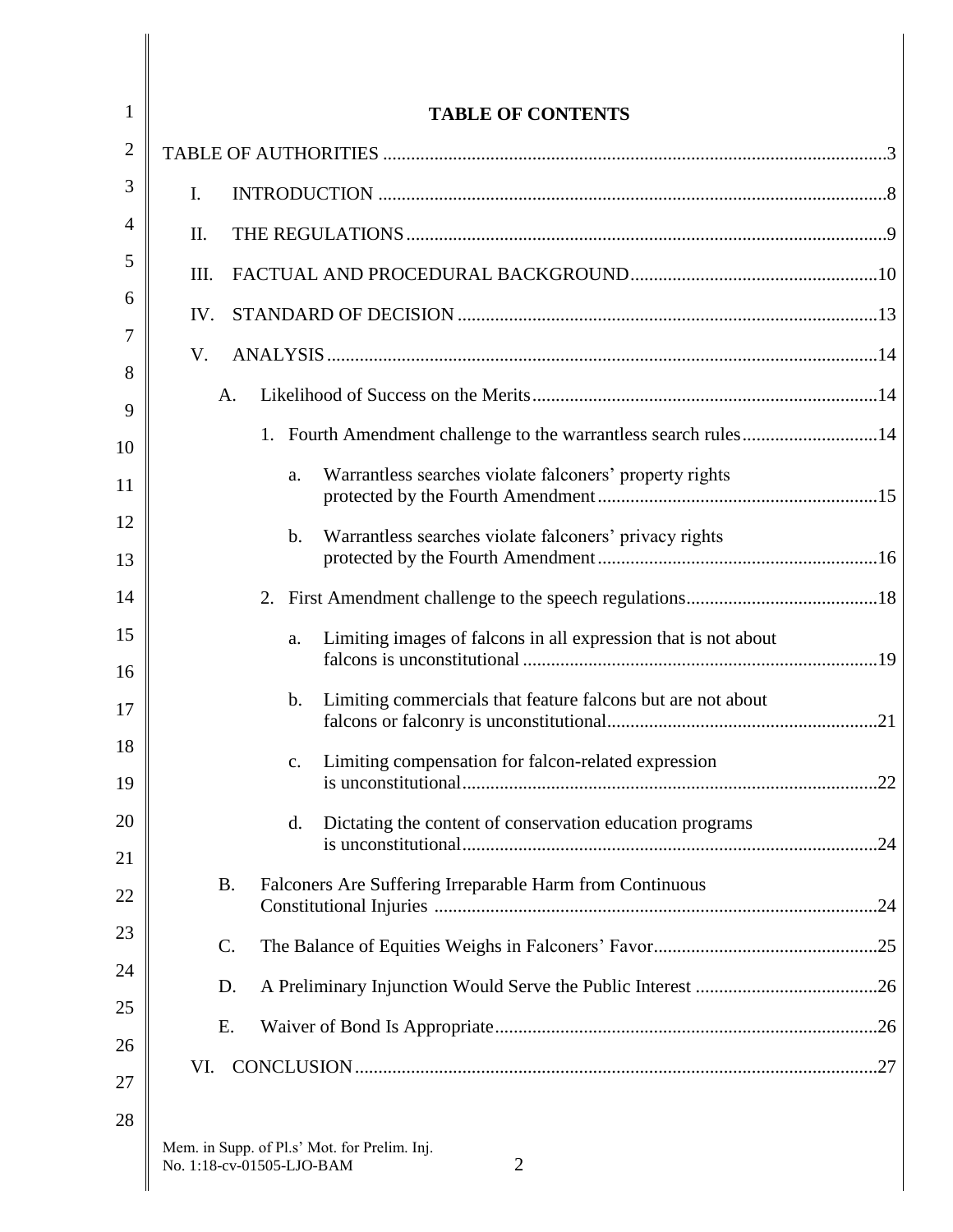# TABLE OF CONTENTS

TABLE OF AUTHORITIES ..... 3

I. INTRODUCTION ..... 8

II. THE REGULATIONS ..... 9

III. FACTUAL AND PROCEDURAL BACKGROUND ..... 10

IV. STANDARD OF DECISION ..... 13

V. ANALYSIS ..... 14

- A. Likelihood of Success on the Merits ..... 14
  - 1. Fourth Amendment challenge to the warrantless search rules ..... 14
    - a. Warrantless searches violate falconers' property rights protected by the Fourth Amendment ..... 15
    - b. Warrantless searches violate falconers' privacy rights protected by the Fourth Amendment ..... 16
  - 2. First Amendment challenge to the speech regulations ..... 18
    - a. Limiting images of falcons in all expression that is not about falcons is unconstitutional ..... 19
    - b. Limiting commercials that feature falcons but are not about falcons or falconry is unconstitutional ..... 21
    - c. Limiting compensation for falcon-related expression is unconstitutional ..... 22
    - d. Dictating the content of conservation education programs is unconstitutional ..... 24
- B. Falconers Are Suffering Irreparable Harm from Continuous Constitutional Injuries ..... 24
- C. The Balance of Equities Weighs in Falconers' Favor ..... 25
- D. A Preliminary Injunction Would Serve the Public Interest ..... 26
- E. Waiver of Bond Is Appropriate ..... 26

VI. CONCLUSION ..... 27

Mem. in Supp. of Pl.s' Mot. for Prelim. Inj.
No. 1:18-cv-01505-LJO-BAM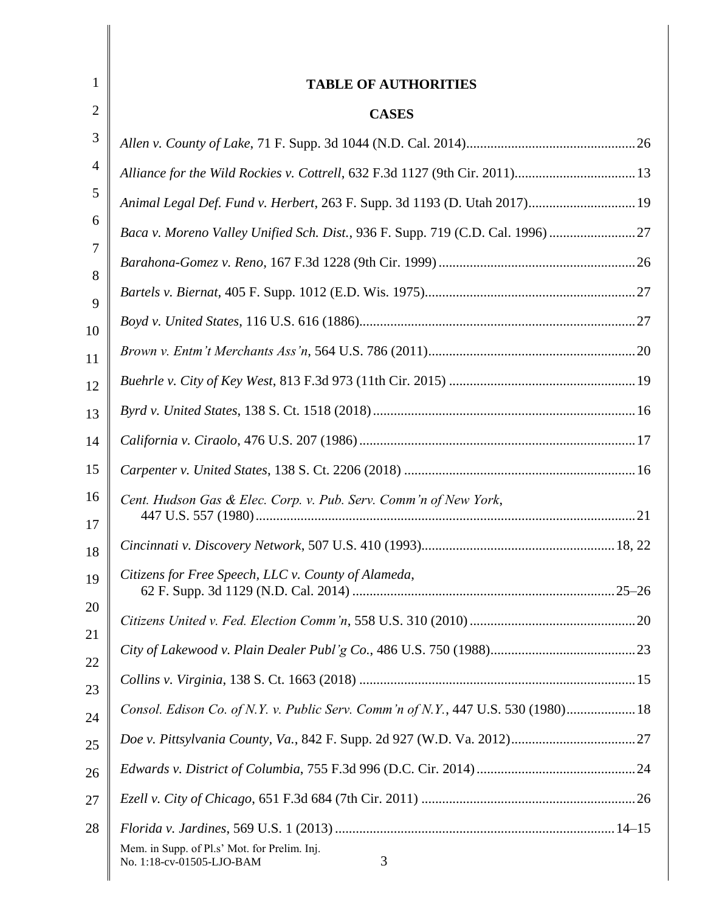# TABLE OF AUTHORITIES

## CASES

*Allen v. County of Lake*, 71 F. Supp. 3d 1044 (N.D. Cal. 2014)....26

*Alliance for the Wild Rockies v. Cottrell*, 632 F.3d 1127 (9th Cir. 2011)....13

*Animal Legal Def. Fund v. Herbert*, 263 F. Supp. 3d 1193 (D. Utah 2017)....19

*Baca v. Moreno Valley Unified Sch. Dist.*, 936 F. Supp. 719 (C.D. Cal. 1996)....27

*Barahona-Gomez v. Reno*, 167 F.3d 1228 (9th Cir. 1999)....26

*Bartels v. Biernat*, 405 F. Supp. 1012 (E.D. Wis. 1975)....27

*Boyd v. United States*, 116 U.S. 616 (1886)....27

*Brown v. Entm't Merchants Ass'n*, 564 U.S. 786 (2011)....20

*Buehrle v. City of Key West*, 813 F.3d 973 (11th Cir. 2015)....19

*Byrd v. United States*, 138 S. Ct. 1518 (2018)....16

*California v. Ciraolo*, 476 U.S. 207 (1986)....17

*Carpenter v. United States*, 138 S. Ct. 2206 (2018)....16

*Cent. Hudson Gas & Elec. Corp. v. Pub. Serv. Comm'n of New York*, 447 U.S. 557 (1980)....21

*Cincinnati v. Discovery Network*, 507 U.S. 410 (1993)....18, 22

*Citizens for Free Speech, LLC v. County of Alameda*, 62 F. Supp. 3d 1129 (N.D. Cal. 2014)....25–26

*Citizens United v. Fed. Election Comm'n*, 558 U.S. 310 (2010)....20

*City of Lakewood v. Plain Dealer Publ'g Co.*, 486 U.S. 750 (1988)....23

*Collins v. Virginia*, 138 S. Ct. 1663 (2018)....15

*Consol. Edison Co. of N.Y. v. Public Serv. Comm'n of N.Y.*, 447 U.S. 530 (1980)....18

*Doe v. Pittsylvania County, Va.*, 842 F. Supp. 2d 927 (W.D. Va. 2012)....27

*Edwards v. District of Columbia*, 755 F.3d 996 (D.C. Cir. 2014)....24

*Ezell v. City of Chicago*, 651 F.3d 684 (7th Cir. 2011)....26

*Florida v. Jardines*, 569 U.S. 1 (2013)....14–15

Mem. in Supp. of Pl.s' Mot. for Prelim. Inj.
No. 1:18-cv-01505-LJO-BAM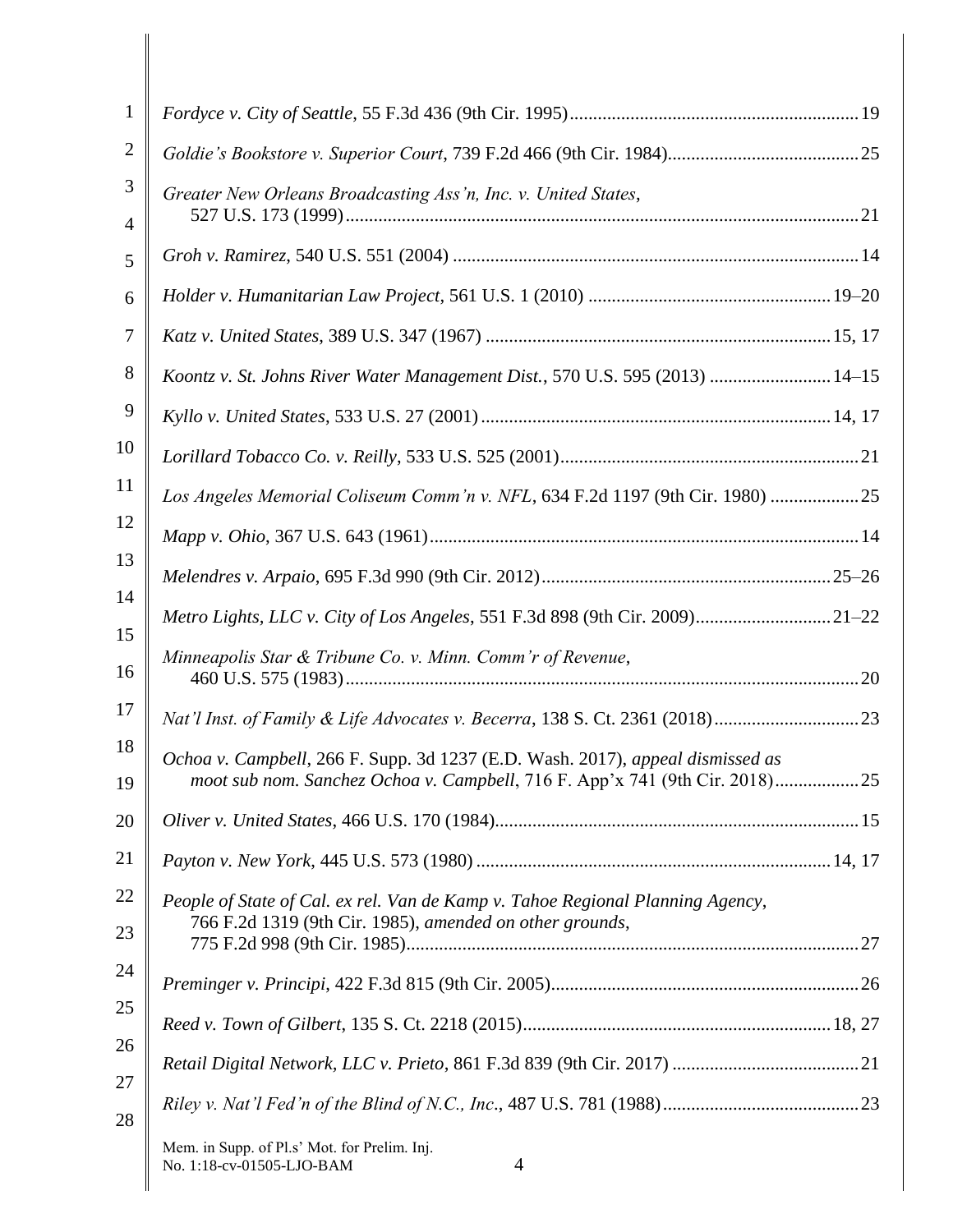*Fordyce v. City of Seattle*, 55 F.3d 436 (9th Cir. 1995)............................................................19

*Goldie's Bookstore v. Superior Court*, 739 F.2d 466 (9th Cir. 1984)........................................25

*Greater New Orleans Broadcasting Ass'n, Inc. v. United States*,
527 U.S. 173 (1999)..........................................................................................................21

*Groh v. Ramirez*, 540 U.S. 551 (2004) .....................................................................................14

*Holder v. Humanitarian Law Project*, 561 U.S. 1 (2010) ...................................................19–20

*Katz v. United States*, 389 U.S. 347 (1967) .........................................................................15, 17

*Koontz v. St. Johns River Water Management Dist.*, 570 U.S. 595 (2013) .........................14–15

*Kyllo v. United States*, 533 U.S. 27 (2001)..........................................................................14, 17

*Lorillard Tobacco Co. v. Reilly*, 533 U.S. 525 (2001)...............................................................21

*Los Angeles Memorial Coliseum Comm'n v. NFL*, 634 F.2d 1197 (9th Cir. 1980) ..................25

*Mapp v. Ohio*, 367 U.S. 643 (1961)...........................................................................................14

*Melendres v. Arpaio*, 695 F.3d 990 (9th Cir. 2012).............................................................25–26

*Metro Lights, LLC v. City of Los Angeles*, 551 F.3d 898 (9th Cir. 2009)............................21–22

*Minneapolis Star & Tribune Co. v. Minn. Comm'r of Revenue*,
460 U.S. 575 (1983)..........................................................................................................20

*Nat'l Inst. of Family & Life Advocates v. Becerra*, 138 S. Ct. 2361 (2018)..............................23

*Ochoa v. Campbell*, 266 F. Supp. 3d 1237 (E.D. Wash. 2017), *appeal dismissed as moot sub nom. Sanchez Ochoa v. Campbell*, 716 F. App'x 741 (9th Cir. 2018).................25

*Oliver v. United States*, 466 U.S. 170 (1984).............................................................................15

*Payton v. New York*, 445 U.S. 573 (1980) ...........................................................................14, 17

*People of State of Cal. ex rel. Van de Kamp v. Tahoe Regional Planning Agency*,
766 F.2d 1319 (9th Cir. 1985), *amended on other grounds*,
775 F.2d 998 (9th Cir. 1985)...............................................................................................27

*Preminger v. Principi*, 422 F.3d 815 (9th Cir. 2005).................................................................26

*Reed v. Town of Gilbert*, 135 S. Ct. 2218 (2015)..................................................................18, 27

*Retail Digital Network, LLC v. Prieto*, 861 F.3d 839 (9th Cir. 2017) ........................................21

*Riley v. Nat'l Fed'n of the Blind of N.C., Inc.*, 487 U.S. 781 (1988)..........................................23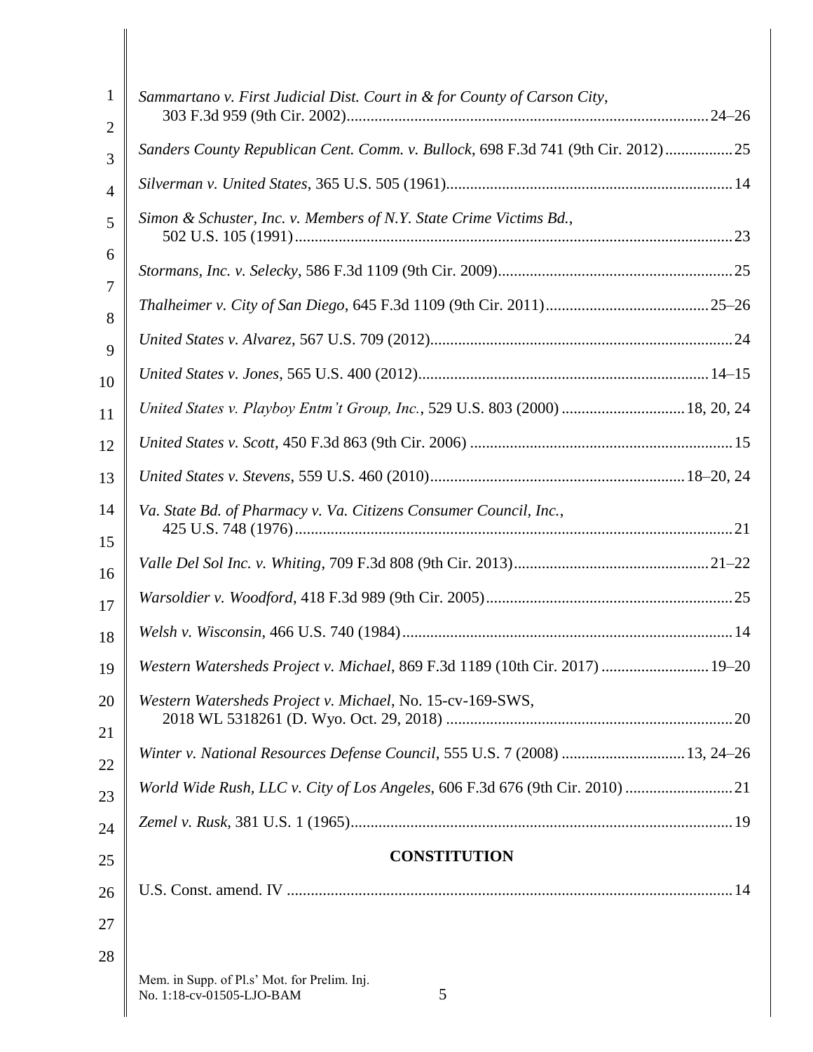*Sammartano v. First Judicial Dist. Court in & for County of Carson City*, 303 F.3d 959 (9th Cir. 2002) .......... 24–26

*Sanders County Republican Cent. Comm. v. Bullock*, 698 F.3d 741 (9th Cir. 2012) .......... 25

*Silverman v. United States*, 365 U.S. 505 (1961) .......... 14

*Simon & Schuster, Inc. v. Members of N.Y. State Crime Victims Bd.*, 502 U.S. 105 (1991) .......... 23

*Stormans, Inc. v. Selecky*, 586 F.3d 1109 (9th Cir. 2009) .......... 25

*Thalheimer v. City of San Diego*, 645 F.3d 1109 (9th Cir. 2011) .......... 25–26

*United States v. Alvarez*, 567 U.S. 709 (2012) .......... 24

*United States v. Jones*, 565 U.S. 400 (2012) .......... 14–15

*United States v. Playboy Entm't Group, Inc.*, 529 U.S. 803 (2000) .......... 18, 20, 24

*United States v. Scott*, 450 F.3d 863 (9th Cir. 2006) .......... 15

*United States v. Stevens*, 559 U.S. 460 (2010) .......... 18–20, 24

*Va. State Bd. of Pharmacy v. Va. Citizens Consumer Council, Inc.*, 425 U.S. 748 (1976) .......... 21

*Valle Del Sol Inc. v. Whiting*, 709 F.3d 808 (9th Cir. 2013) .......... 21–22

*Warsoldier v. Woodford*, 418 F.3d 989 (9th Cir. 2005) .......... 25

*Welsh v. Wisconsin*, 466 U.S. 740 (1984) .......... 14

*Western Watersheds Project v. Michael*, 869 F.3d 1189 (10th Cir. 2017) .......... 19–20

*Western Watersheds Project v. Michael*, No. 15-cv-169-SWS, 2018 WL 5318261 (D. Wyo. Oct. 29, 2018) .......... 20

*Winter v. National Resources Defense Council*, 555 U.S. 7 (2008) .......... 13, 24–26

*World Wide Rush, LLC v. City of Los Angeles*, 606 F.3d 676 (9th Cir. 2010) .......... 21

*Zemel v. Rusk*, 381 U.S. 1 (1965) .......... 19

## CONSTITUTION

U.S. Const. amend. IV .......... 14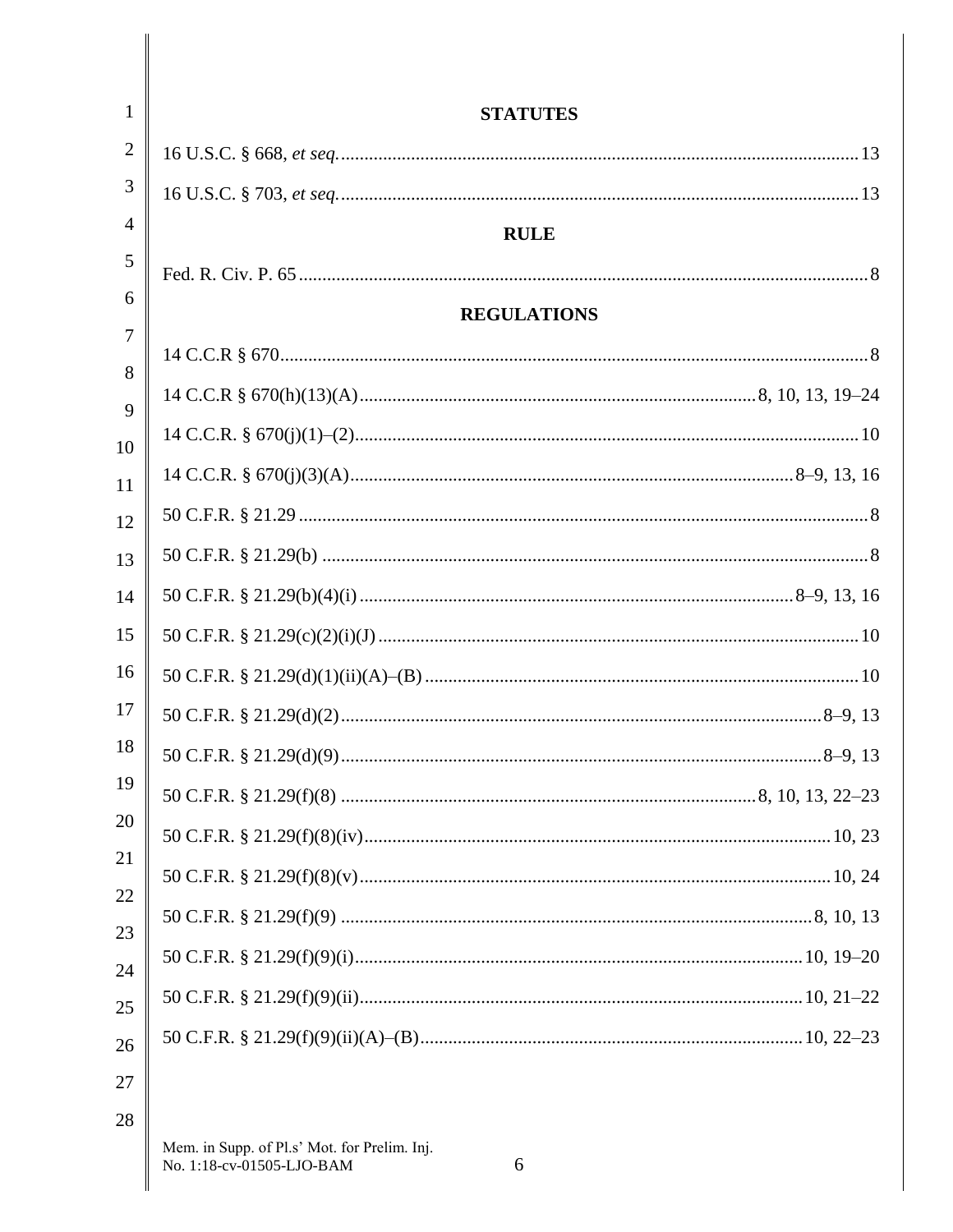## STATUTES

16 U.S.C. § 668, *et seq.* ........................................................................................................ 13

16 U.S.C. § 703, *et seq.* ........................................................................................................ 13

## RULE

Fed. R. Civ. P. 65 ..................................................................................................................... 8

## REGULATIONS

14 C.C.R § 670 .......................................................................................................................... 8

14 C.C.R § 670(h)(13)(A) ...................................................................................... 8, 10, 13, 19–24

14 C.C.R. § 670(j)(1)–(2) ......................................................................................................... 10

14 C.C.R. § 670(j)(3)(A) .............................................................................................. 8–9, 13, 16

50 C.F.R. § 21.29 ...................................................................................................................... 8

50 C.F.R. § 21.29(b) .................................................................................................................. 8

50 C.F.R. § 21.29(b)(4)(i) ........................................................................................... 8–9, 13, 16

50 C.F.R. § 21.29(c)(2)(i)(J) .................................................................................................... 10

50 C.F.R. § 21.29(d)(1)(ii)(A)–(B) .......................................................................................... 10

50 C.F.R. § 21.29(d)(2) ....................................................................................................... 8–9, 13

50 C.F.R. § 21.29(d)(9) ....................................................................................................... 8–9, 13

50 C.F.R. § 21.29(f)(8) .......................................................................................... 8, 10, 13, 22–23

50 C.F.R. § 21.29(f)(8)(iv) ................................................................................................... 10, 23

50 C.F.R. § 21.29(f)(8)(v) .................................................................................................... 10, 24

50 C.F.R. § 21.29(f)(9) ..................................................................................................... 8, 10, 13

50 C.F.R. § 21.29(f)(9)(i) ................................................................................................ 10, 19–20

50 C.F.R. § 21.29(f)(9)(ii) ............................................................................................... 10, 21–22

50 C.F.R. § 21.29(f)(9)(ii)(A)–(B) .................................................................................. 10, 22–23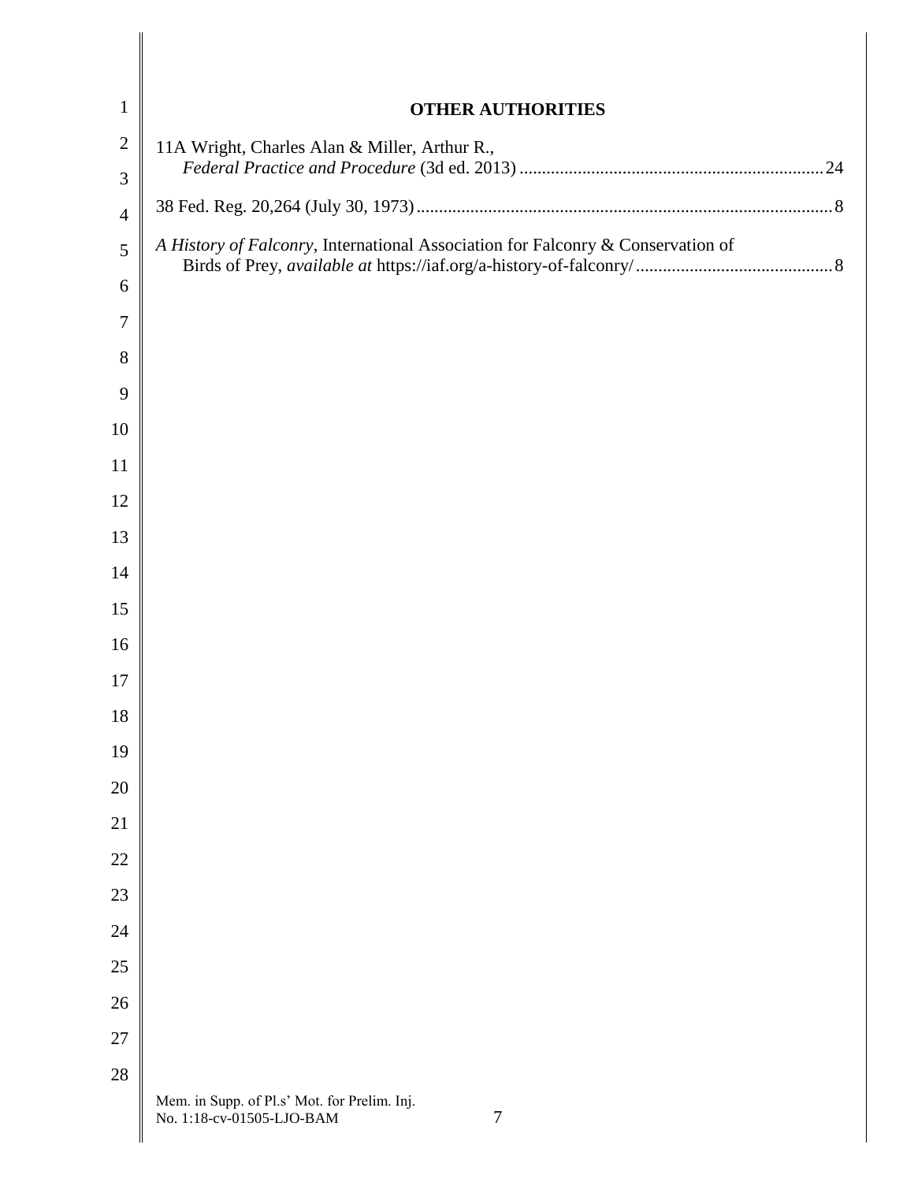## OTHER AUTHORITIES

11A Wright, Charles Alan & Miller, Arthur R., *Federal Practice and Procedure* (3d ed. 2013) .................................................................... 24

38 Fed. Reg. 20,264 (July 30, 1973) ............................................................................................ 8

*A History of Falconry*, International Association for Falconry & Conservation of Birds of Prey, *available at* https://iaf.org/a-history-of-falconry/ ............................................ 8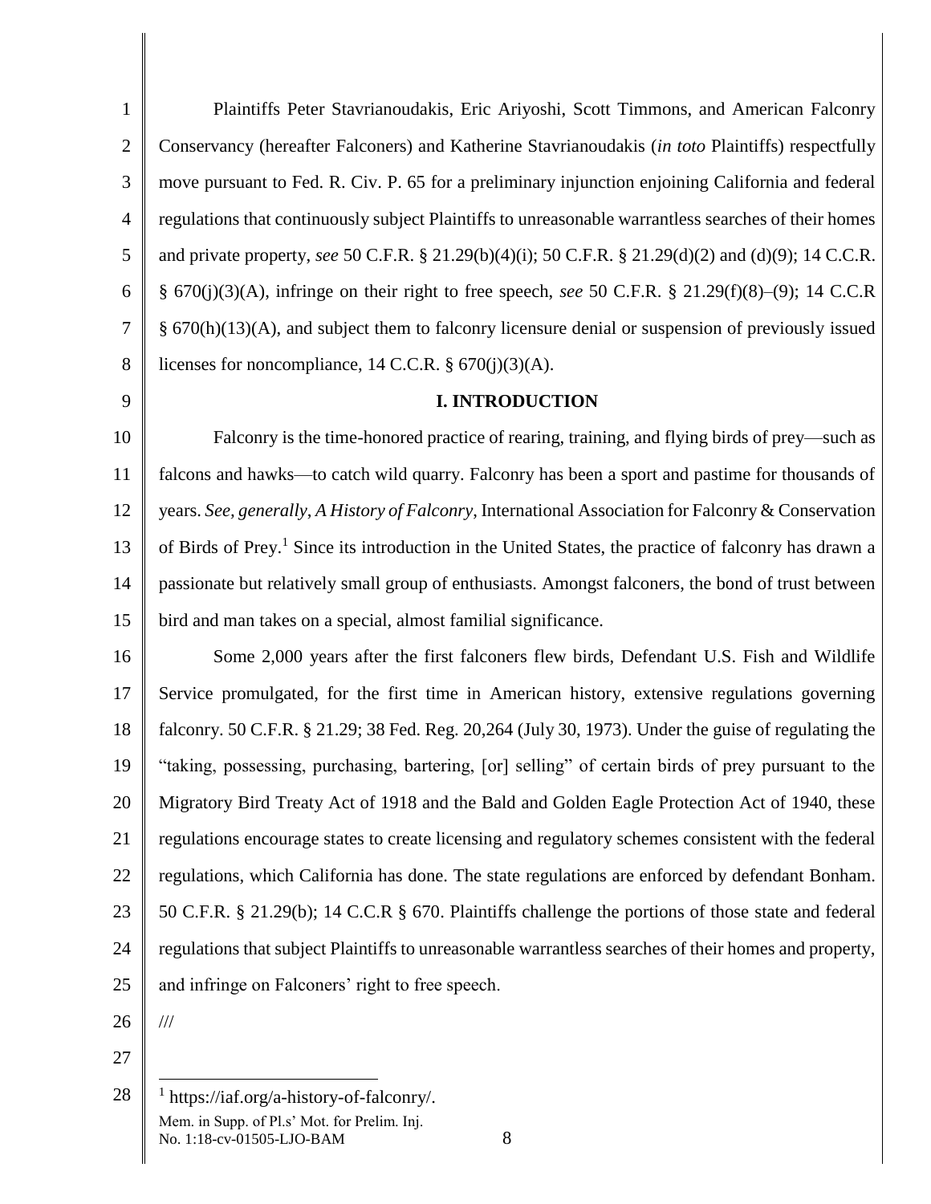Plaintiffs Peter Stavrianoudakis, Eric Ariyoshi, Scott Timmons, and American Falconry Conservancy (hereafter Falconers) and Katherine Stavrianoudakis (*in toto* Plaintiffs) respectfully move pursuant to Fed. R. Civ. P. 65 for a preliminary injunction enjoining California and federal regulations that continuously subject Plaintiffs to unreasonable warrantless searches of their homes and private property, *see* 50 C.F.R. § 21.29(b)(4)(i); 50 C.F.R. § 21.29(d)(2) and (d)(9); 14 C.C.R. § 670(j)(3)(A), infringe on their right to free speech, *see* 50 C.F.R. § 21.29(f)(8)–(9); 14 C.C.R § 670(h)(13)(A), and subject them to falconry licensure denial or suspension of previously issued licenses for noncompliance, 14 C.C.R. § 670(j)(3)(A).

## I. INTRODUCTION

Falconry is the time-honored practice of rearing, training, and flying birds of prey—such as falcons and hawks—to catch wild quarry. Falconry has been a sport and pastime for thousands of years. *See, generally*, *A History of Falconry*, International Association for Falconry & Conservation of Birds of Prey.[1] Since its introduction in the United States, the practice of falconry has drawn a passionate but relatively small group of enthusiasts. Amongst falconers, the bond of trust between bird and man takes on a special, almost familial significance.

Some 2,000 years after the first falconers flew birds, Defendant U.S. Fish and Wildlife Service promulgated, for the first time in American history, extensive regulations governing falconry. 50 C.F.R. § 21.29; 38 Fed. Reg. 20,264 (July 30, 1973). Under the guise of regulating the "taking, possessing, purchasing, bartering, [or] selling" of certain birds of prey pursuant to the Migratory Bird Treaty Act of 1918 and the Bald and Golden Eagle Protection Act of 1940, these regulations encourage states to create licensing and regulatory schemes consistent with the federal regulations, which California has done. The state regulations are enforced by defendant Bonham. 50 C.F.R. § 21.29(b); 14 C.C.R § 670. Plaintiffs challenge the portions of those state and federal regulations that subject Plaintiffs to unreasonable warrantless searches of their homes and property, and infringe on Falconers' right to free speech.

///

[1] https://iaf.org/a-history-of-falconry/.

Mem. in Supp. of Pl.s' Mot. for Prelim. Inj.
No. 1:18-cv-01505-LJO-BAM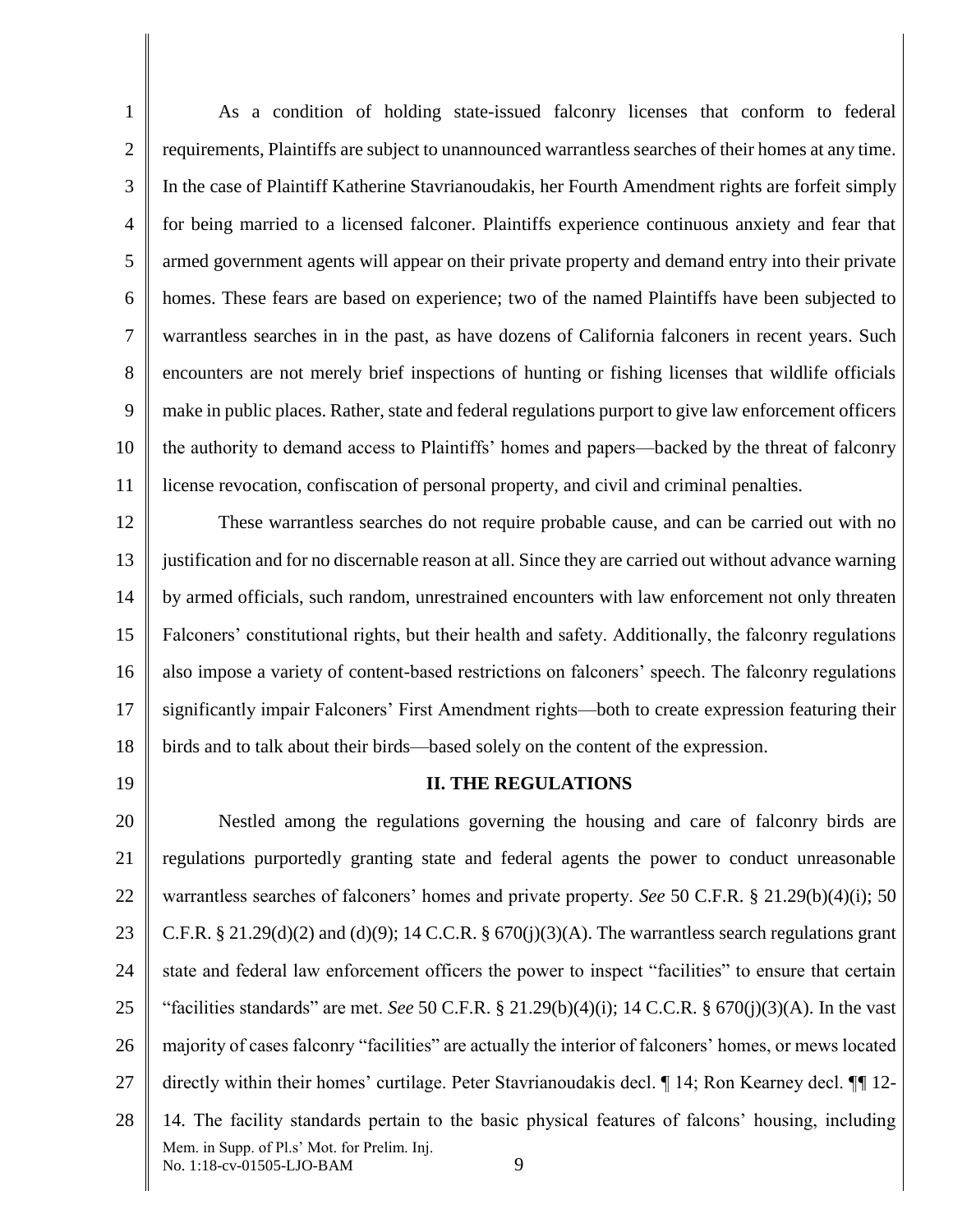As a condition of holding state-issued falconry licenses that conform to federal requirements, Plaintiffs are subject to unannounced warrantless searches of their homes at any time. In the case of Plaintiff Katherine Stavrianoudakis, her Fourth Amendment rights are forfeit simply for being married to a licensed falconer. Plaintiffs experience continuous anxiety and fear that armed government agents will appear on their private property and demand entry into their private homes. These fears are based on experience; two of the named Plaintiffs have been subjected to warrantless searches in in the past, as have dozens of California falconers in recent years. Such encounters are not merely brief inspections of hunting or fishing licenses that wildlife officials make in public places. Rather, state and federal regulations purport to give law enforcement officers the authority to demand access to Plaintiffs' homes and papers—backed by the threat of falconry license revocation, confiscation of personal property, and civil and criminal penalties.

These warrantless searches do not require probable cause, and can be carried out with no justification and for no discernable reason at all. Since they are carried out without advance warning by armed officials, such random, unrestrained encounters with law enforcement not only threaten Falconers' constitutional rights, but their health and safety. Additionally, the falconry regulations also impose a variety of content-based restrictions on falconers' speech. The falconry regulations significantly impair Falconers' First Amendment rights—both to create expression featuring their birds and to talk about their birds—based solely on the content of the expression.

## II. THE REGULATIONS

Nestled among the regulations governing the housing and care of falconry birds are regulations purportedly granting state and federal agents the power to conduct unreasonable warrantless searches of falconers' homes and private property. *See* 50 C.F.R. § 21.29(b)(4)(i); 50 C.F.R. § 21.29(d)(2) and (d)(9); 14 C.C.R. § 670(j)(3)(A). The warrantless search regulations grant state and federal law enforcement officers the power to inspect "facilities" to ensure that certain "facilities standards" are met. *See* 50 C.F.R. § 21.29(b)(4)(i); 14 C.C.R. § 670(j)(3)(A). In the vast majority of cases falconry "facilities" are actually the interior of falconers' homes, or mews located directly within their homes' curtilage. Peter Stavrianoudakis decl. ¶ 14; Ron Kearney decl. ¶¶ 12-14. The facility standards pertain to the basic physical features of falcons' housing, including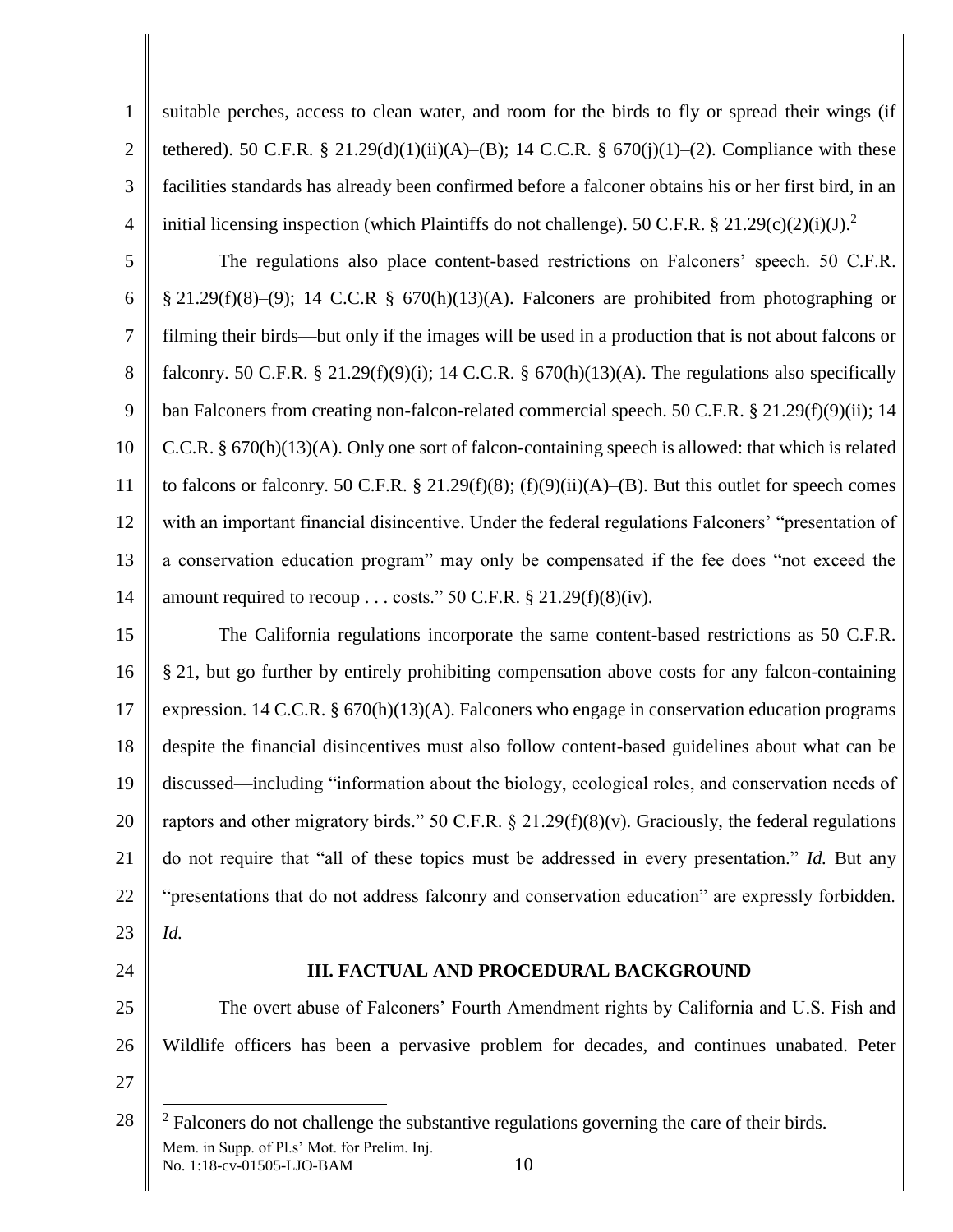suitable perches, access to clean water, and room for the birds to fly or spread their wings (if tethered). 50 C.F.R. § 21.29(d)(1)(ii)(A)–(B); 14 C.C.R. § 670(j)(1)–(2). Compliance with these facilities standards has already been confirmed before a falconer obtains his or her first bird, in an initial licensing inspection (which Plaintiffs do not challenge). 50 C.F.R. § 21.29(c)(2)(i)(J).[2]

The regulations also place content-based restrictions on Falconers' speech. 50 C.F.R. § 21.29(f)(8)–(9); 14 C.C.R § 670(h)(13)(A). Falconers are prohibited from photographing or filming their birds—but only if the images will be used in a production that is not about falcons or falconry. 50 C.F.R. § 21.29(f)(9)(i); 14 C.C.R. § 670(h)(13)(A). The regulations also specifically ban Falconers from creating non-falcon-related commercial speech. 50 C.F.R. § 21.29(f)(9)(ii); 14 C.C.R. § 670(h)(13)(A). Only one sort of falcon-containing speech is allowed: that which is related to falcons or falconry. 50 C.F.R. § 21.29(f)(8); (f)(9)(ii)(A)–(B). But this outlet for speech comes with an important financial disincentive. Under the federal regulations Falconers' "presentation of a conservation education program" may only be compensated if the fee does "not exceed the amount required to recoup . . . costs." 50 C.F.R. § 21.29(f)(8)(iv).

The California regulations incorporate the same content-based restrictions as 50 C.F.R. § 21, but go further by entirely prohibiting compensation above costs for any falcon-containing expression. 14 C.C.R. § 670(h)(13)(A). Falconers who engage in conservation education programs despite the financial disincentives must also follow content-based guidelines about what can be discussed—including "information about the biology, ecological roles, and conservation needs of raptors and other migratory birds." 50 C.F.R. § 21.29(f)(8)(v). Graciously, the federal regulations do not require that "all of these topics must be addressed in every presentation." *Id.* But any "presentations that do not address falconry and conservation education" are expressly forbidden. *Id.*

## III. FACTUAL AND PROCEDURAL BACKGROUND

The overt abuse of Falconers' Fourth Amendment rights by California and U.S. Fish and Wildlife officers has been a pervasive problem for decades, and continues unabated. Peter

---

[2] Falconers do not challenge the substantive regulations governing the care of their birds.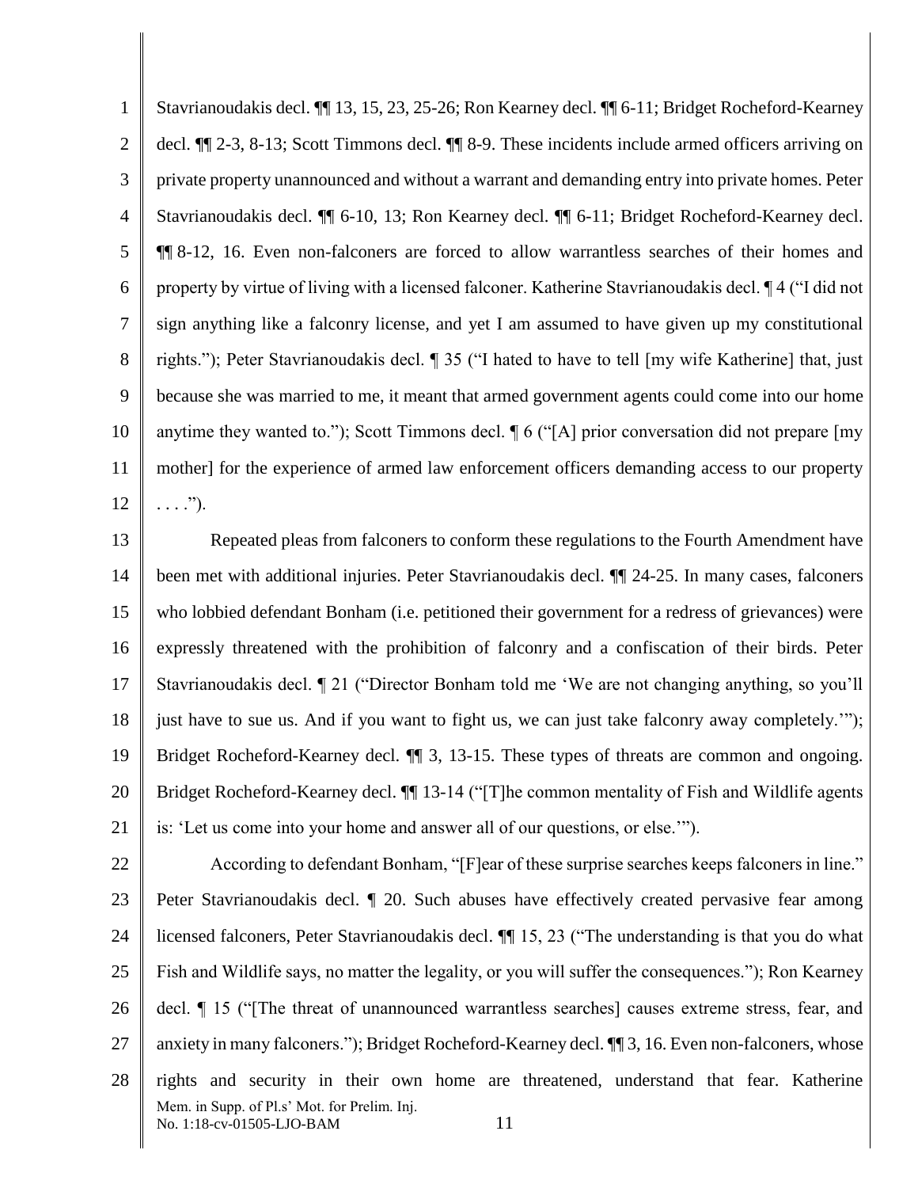Stavrianoudakis decl. ¶¶ 13, 15, 23, 25-26; Ron Kearney decl. ¶¶ 6-11; Bridget Rocheford-Kearney decl. ¶¶ 2-3, 8-13; Scott Timmons decl. ¶¶ 8-9. These incidents include armed officers arriving on private property unannounced and without a warrant and demanding entry into private homes. Peter Stavrianoudakis decl. ¶¶ 6-10, 13; Ron Kearney decl. ¶¶ 6-11; Bridget Rocheford-Kearney decl. ¶¶ 8-12, 16. Even non-falconers are forced to allow warrantless searches of their homes and property by virtue of living with a licensed falconer. Katherine Stavrianoudakis decl. ¶ 4 ("I did not sign anything like a falconry license, and yet I am assumed to have given up my constitutional rights."); Peter Stavrianoudakis decl. ¶ 35 ("I hated to have to tell [my wife Katherine] that, just because she was married to me, it meant that armed government agents could come into our home anytime they wanted to."); Scott Timmons decl. ¶ 6 ("[A] prior conversation did not prepare [my mother] for the experience of armed law enforcement officers demanding access to our property . . . .").

Repeated pleas from falconers to conform these regulations to the Fourth Amendment have been met with additional injuries. Peter Stavrianoudakis decl. ¶¶ 24-25. In many cases, falconers who lobbied defendant Bonham (i.e. petitioned their government for a redress of grievances) were expressly threatened with the prohibition of falconry and a confiscation of their birds. Peter Stavrianoudakis decl. ¶ 21 ("Director Bonham told me 'We are not changing anything, so you'll just have to sue us. And if you want to fight us, we can just take falconry away completely.'"); Bridget Rocheford-Kearney decl. ¶¶ 3, 13-15. These types of threats are common and ongoing. Bridget Rocheford-Kearney decl. ¶¶ 13-14 ("[T]he common mentality of Fish and Wildlife agents is: 'Let us come into your home and answer all of our questions, or else.'").

According to defendant Bonham, "[F]ear of these surprise searches keeps falconers in line." Peter Stavrianoudakis decl. ¶ 20. Such abuses have effectively created pervasive fear among licensed falconers, Peter Stavrianoudakis decl. ¶¶ 15, 23 ("The understanding is that you do what Fish and Wildlife says, no matter the legality, or you will suffer the consequences."); Ron Kearney decl. ¶ 15 ("[The threat of unannounced warrantless searches] causes extreme stress, fear, and anxiety in many falconers."); Bridget Rocheford-Kearney decl. ¶¶ 3, 16. Even non-falconers, whose rights and security in their own home are threatened, understand that fear. Katherine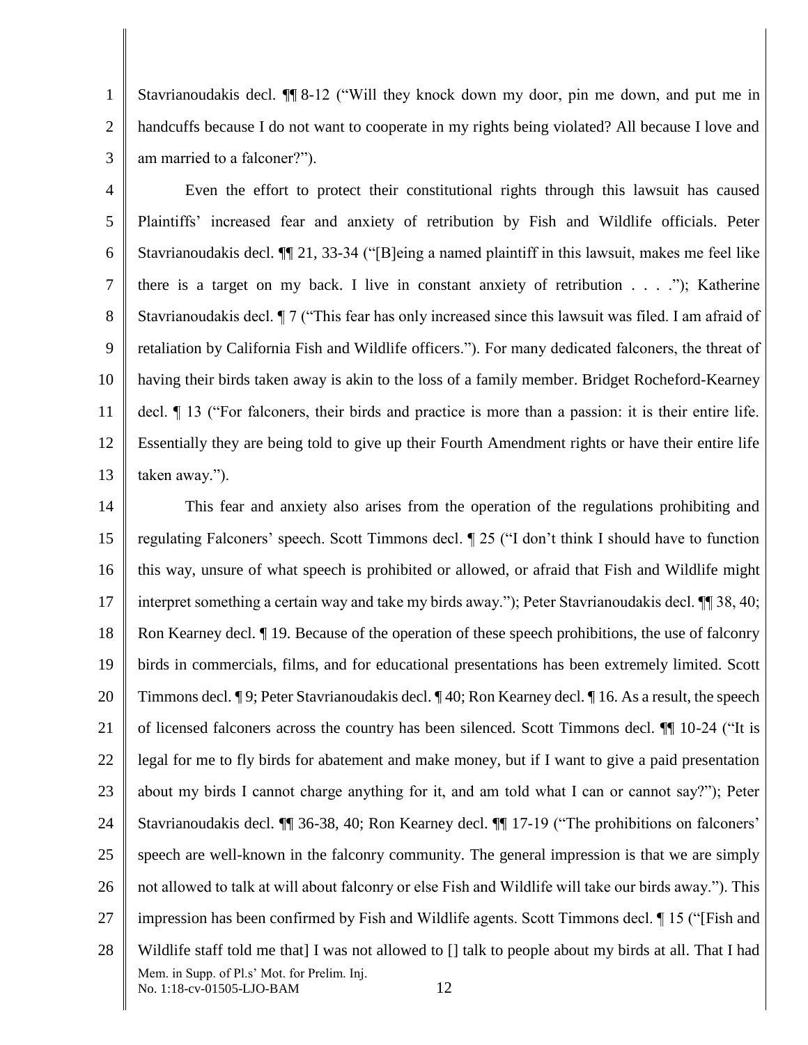Stavrianoudakis decl. ¶¶ 8-12 ("Will they knock down my door, pin me down, and put me in handcuffs because I do not want to cooperate in my rights being violated? All because I love and am married to a falconer?").

Even the effort to protect their constitutional rights through this lawsuit has caused Plaintiffs' increased fear and anxiety of retribution by Fish and Wildlife officials. Peter Stavrianoudakis decl. ¶¶ 21, 33-34 ("[B]eing a named plaintiff in this lawsuit, makes me feel like there is a target on my back. I live in constant anxiety of retribution . . . ."); Katherine Stavrianoudakis decl. ¶ 7 ("This fear has only increased since this lawsuit was filed. I am afraid of retaliation by California Fish and Wildlife officers."). For many dedicated falconers, the threat of having their birds taken away is akin to the loss of a family member. Bridget Rocheford-Kearney decl. ¶ 13 ("For falconers, their birds and practice is more than a passion: it is their entire life. Essentially they are being told to give up their Fourth Amendment rights or have their entire life taken away.").

This fear and anxiety also arises from the operation of the regulations prohibiting and regulating Falconers' speech. Scott Timmons decl. ¶ 25 ("I don't think I should have to function this way, unsure of what speech is prohibited or allowed, or afraid that Fish and Wildlife might interpret something a certain way and take my birds away."); Peter Stavrianoudakis decl. ¶¶ 38, 40; Ron Kearney decl. ¶ 19. Because of the operation of these speech prohibitions, the use of falconry birds in commercials, films, and for educational presentations has been extremely limited. Scott Timmons decl. ¶ 9; Peter Stavrianoudakis decl. ¶ 40; Ron Kearney decl. ¶ 16. As a result, the speech of licensed falconers across the country has been silenced. Scott Timmons decl. ¶¶ 10-24 ("It is legal for me to fly birds for abatement and make money, but if I want to give a paid presentation about my birds I cannot charge anything for it, and am told what I can or cannot say?"); Peter Stavrianoudakis decl. ¶¶ 36-38, 40; Ron Kearney decl. ¶¶ 17-19 ("The prohibitions on falconers' speech are well-known in the falconry community. The general impression is that we are simply not allowed to talk at will about falconry or else Fish and Wildlife will take our birds away."). This impression has been confirmed by Fish and Wildlife agents. Scott Timmons decl. ¶ 15 ("[Fish and Wildlife staff told me that] I was not allowed to [] talk to people about my birds at all. That I had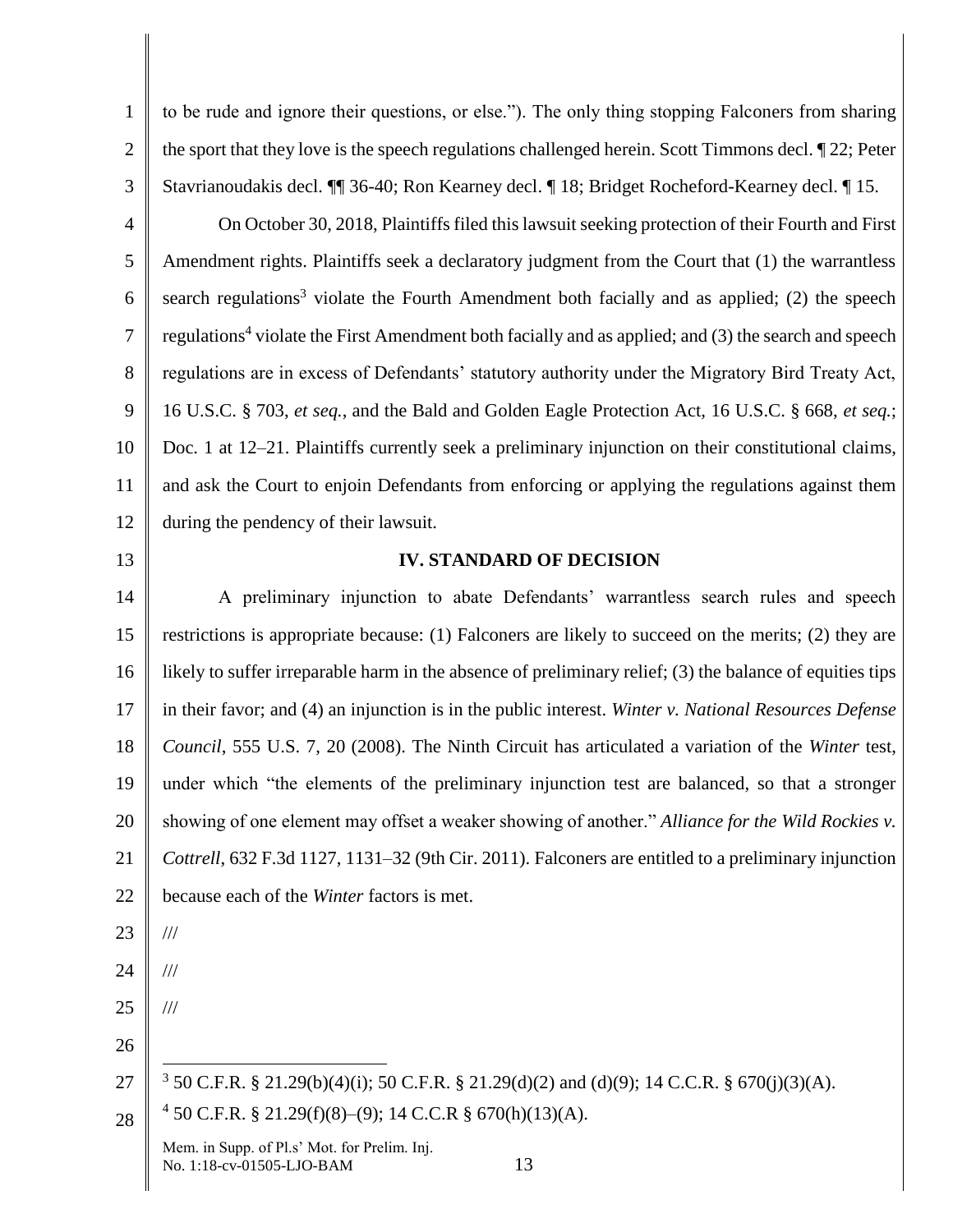to be rude and ignore their questions, or else."). The only thing stopping Falconers from sharing the sport that they love is the speech regulations challenged herein. Scott Timmons decl. ¶ 22; Peter Stavrianoudakis decl. ¶¶ 36-40; Ron Kearney decl. ¶ 18; Bridget Rocheford-Kearney decl. ¶ 15.

On October 30, 2018, Plaintiffs filed this lawsuit seeking protection of their Fourth and First Amendment rights. Plaintiffs seek a declaratory judgment from the Court that (1) the warrantless search regulations[3] violate the Fourth Amendment both facially and as applied; (2) the speech regulations[4] violate the First Amendment both facially and as applied; and (3) the search and speech regulations are in excess of Defendants' statutory authority under the Migratory Bird Treaty Act, 16 U.S.C. § 703, *et seq.*, and the Bald and Golden Eagle Protection Act, 16 U.S.C. § 668, *et seq.*; Doc. 1 at 12–21. Plaintiffs currently seek a preliminary injunction on their constitutional claims, and ask the Court to enjoin Defendants from enforcing or applying the regulations against them during the pendency of their lawsuit.

## IV. STANDARD OF DECISION

A preliminary injunction to abate Defendants' warrantless search rules and speech restrictions is appropriate because: (1) Falconers are likely to succeed on the merits; (2) they are likely to suffer irreparable harm in the absence of preliminary relief; (3) the balance of equities tips in their favor; and (4) an injunction is in the public interest. *Winter v. National Resources Defense Council*, 555 U.S. 7, 20 (2008). The Ninth Circuit has articulated a variation of the *Winter* test, under which "the elements of the preliminary injunction test are balanced, so that a stronger showing of one element may offset a weaker showing of another." *Alliance for the Wild Rockies v. Cottrell*, 632 F.3d 1127, 1131–32 (9th Cir. 2011). Falconers are entitled to a preliminary injunction because each of the *Winter* factors is met.

///

///

///

[3] 50 C.F.R. § 21.29(b)(4)(i); 50 C.F.R. § 21.29(d)(2) and (d)(9); 14 C.C.R. § 670(j)(3)(A).

[4] 50 C.F.R. § 21.29(f)(8)–(9); 14 C.C.R § 670(h)(13)(A).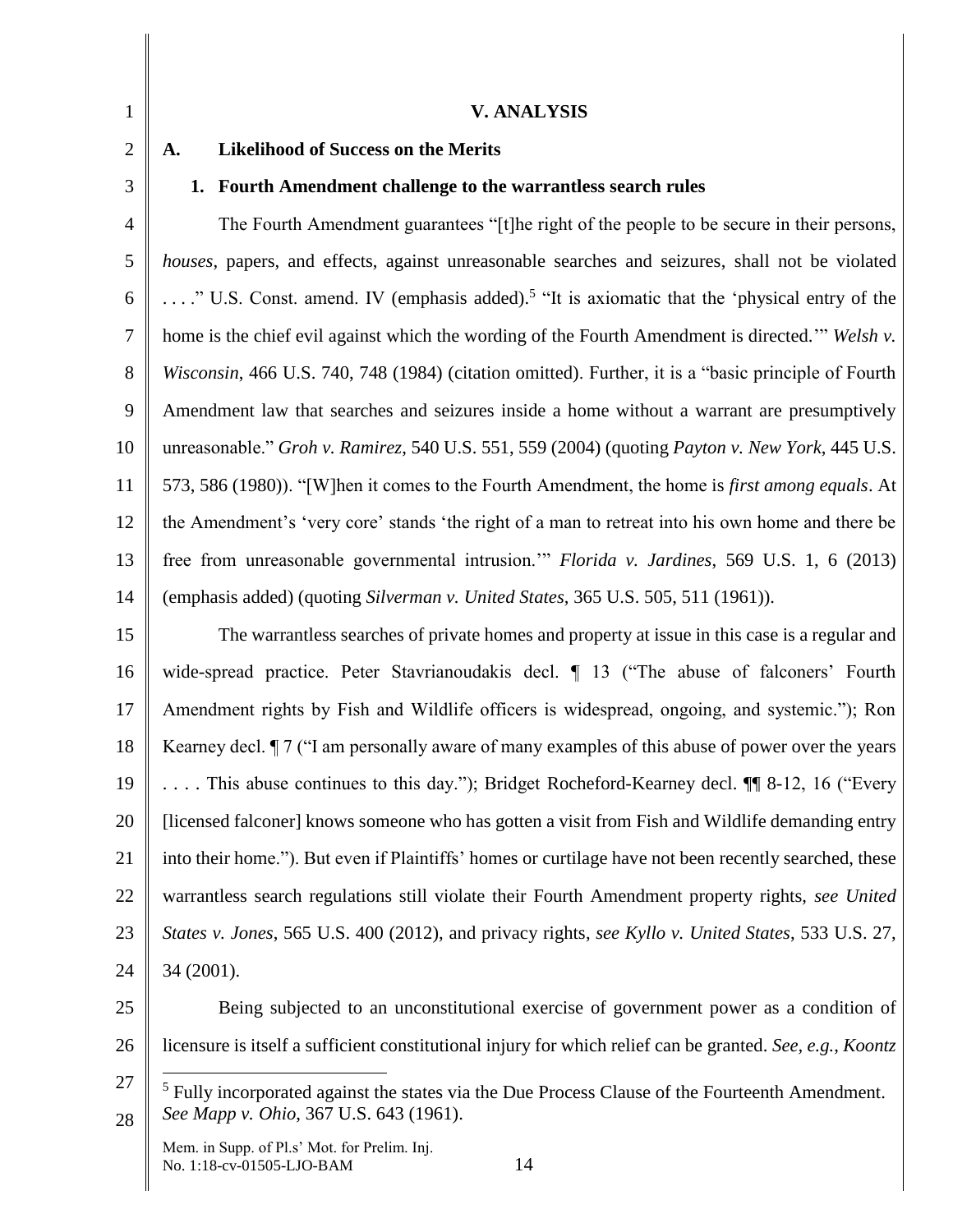## V. ANALYSIS

### A. Likelihood of Success on the Merits

#### 1. Fourth Amendment challenge to the warrantless search rules

The Fourth Amendment guarantees "[t]he right of the people to be secure in their persons, *houses*, papers, and effects, against unreasonable searches and seizures, shall not be violated . . . ." U.S. Const. amend. IV (emphasis added).[5] "It is axiomatic that the 'physical entry of the home is the chief evil against which the wording of the Fourth Amendment is directed.'" *Welsh v. Wisconsin*, 466 U.S. 740, 748 (1984) (citation omitted). Further, it is a "basic principle of Fourth Amendment law that searches and seizures inside a home without a warrant are presumptively unreasonable." *Groh v. Ramirez*, 540 U.S. 551, 559 (2004) (quoting *Payton v. New York*, 445 U.S. 573, 586 (1980)). "[W]hen it comes to the Fourth Amendment, the home is *first among equals*. At the Amendment's 'very core' stands 'the right of a man to retreat into his own home and there be free from unreasonable governmental intrusion.'" *Florida v. Jardines*, 569 U.S. 1, 6 (2013) (emphasis added) (quoting *Silverman v. United States*, 365 U.S. 505, 511 (1961)).

The warrantless searches of private homes and property at issue in this case is a regular and wide-spread practice. Peter Stavrianoudakis decl. ¶ 13 ("The abuse of falconers' Fourth Amendment rights by Fish and Wildlife officers is widespread, ongoing, and systemic."); Ron Kearney decl. ¶ 7 ("I am personally aware of many examples of this abuse of power over the years . . . . This abuse continues to this day."); Bridget Rocheford-Kearney decl. ¶¶ 8-12, 16 ("Every [licensed falconer] knows someone who has gotten a visit from Fish and Wildlife demanding entry into their home."). But even if Plaintiffs' homes or curtilage have not been recently searched, these warrantless search regulations still violate their Fourth Amendment property rights, *see United States v. Jones*, 565 U.S. 400 (2012), and privacy rights, *see Kyllo v. United States*, 533 U.S. 27, 34 (2001).

Being subjected to an unconstitutional exercise of government power as a condition of licensure is itself a sufficient constitutional injury for which relief can be granted. *See, e.g.*, *Koontz*

---

[5] Fully incorporated against the states via the Due Process Clause of the Fourteenth Amendment. *See Mapp v. Ohio*, 367 U.S. 643 (1961).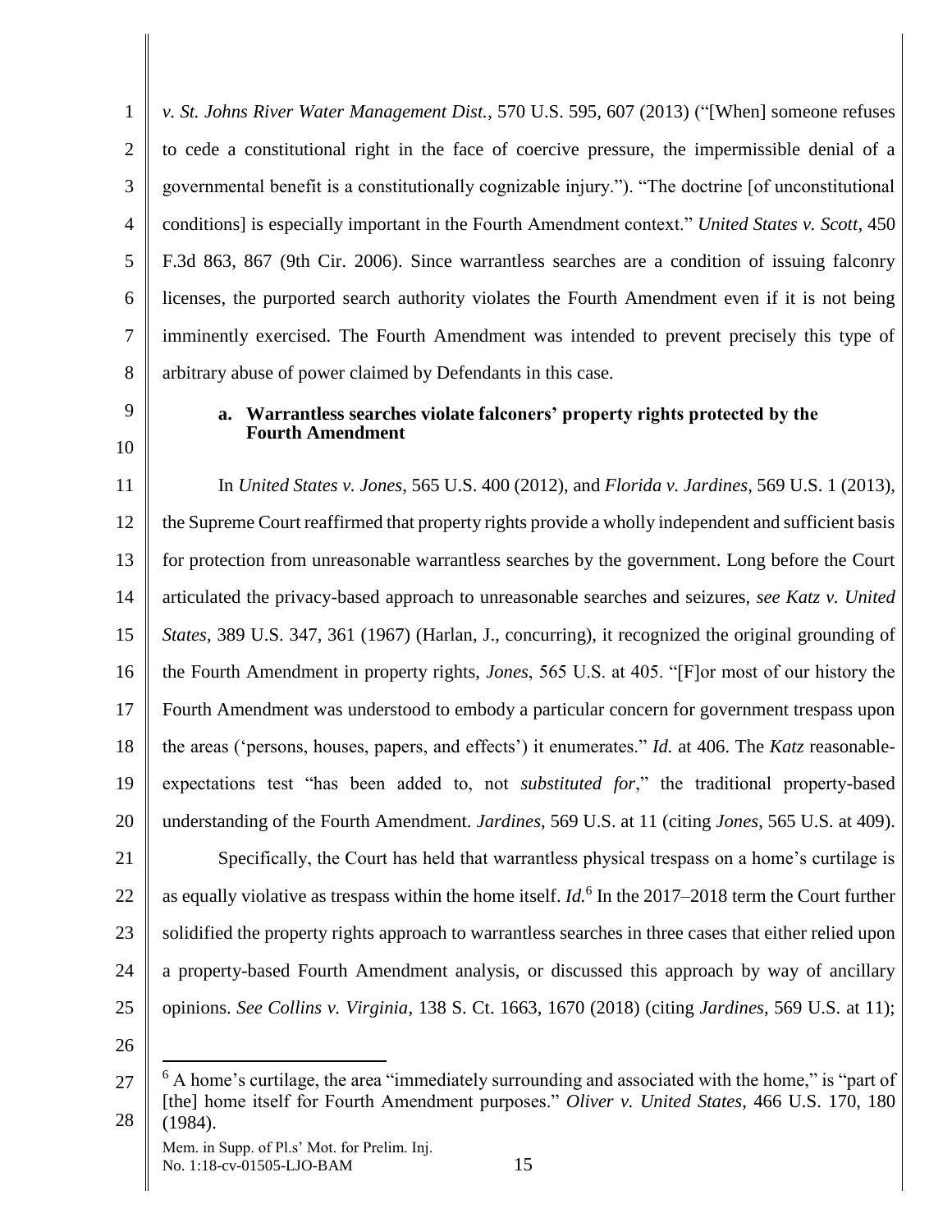*v. St. Johns River Water Management Dist.*, 570 U.S. 595, 607 (2013) ("[When] someone refuses to cede a constitutional right in the face of coercive pressure, the impermissible denial of a governmental benefit is a constitutionally cognizable injury."). "The doctrine [of unconstitutional conditions] is especially important in the Fourth Amendment context." *United States v. Scott*, 450 F.3d 863, 867 (9th Cir. 2006). Since warrantless searches are a condition of issuing falconry licenses, the purported search authority violates the Fourth Amendment even if it is not being imminently exercised. The Fourth Amendment was intended to prevent precisely this type of arbitrary abuse of power claimed by Defendants in this case.

**a. Warrantless searches violate falconers' property rights protected by the Fourth Amendment**

In *United States v. Jones*, 565 U.S. 400 (2012), and *Florida v. Jardines*, 569 U.S. 1 (2013), the Supreme Court reaffirmed that property rights provide a wholly independent and sufficient basis for protection from unreasonable warrantless searches by the government. Long before the Court articulated the privacy-based approach to unreasonable searches and seizures, *see Katz v. United States*, 389 U.S. 347, 361 (1967) (Harlan, J., concurring), it recognized the original grounding of the Fourth Amendment in property rights, *Jones*, 565 U.S. at 405. "[F]or most of our history the Fourth Amendment was understood to embody a particular concern for government trespass upon the areas ('persons, houses, papers, and effects') it enumerates." *Id.* at 406. The *Katz* reasonable-expectations test "has been added to, not *substituted for*," the traditional property-based understanding of the Fourth Amendment. *Jardines*, 569 U.S. at 11 (citing *Jones*, 565 U.S. at 409).

Specifically, the Court has held that warrantless physical trespass on a home's curtilage is as equally violative as trespass within the home itself. *Id.*[6] In the 2017–2018 term the Court further solidified the property rights approach to warrantless searches in three cases that either relied upon a property-based Fourth Amendment analysis, or discussed this approach by way of ancillary opinions. *See Collins v. Virginia*, 138 S. Ct. 1663, 1670 (2018) (citing *Jardines*, 569 U.S. at 11);

---

[6] A home's curtilage, the area "immediately surrounding and associated with the home," is "part of [the] home itself for Fourth Amendment purposes." *Oliver v. United States*, 466 U.S. 170, 180 (1984).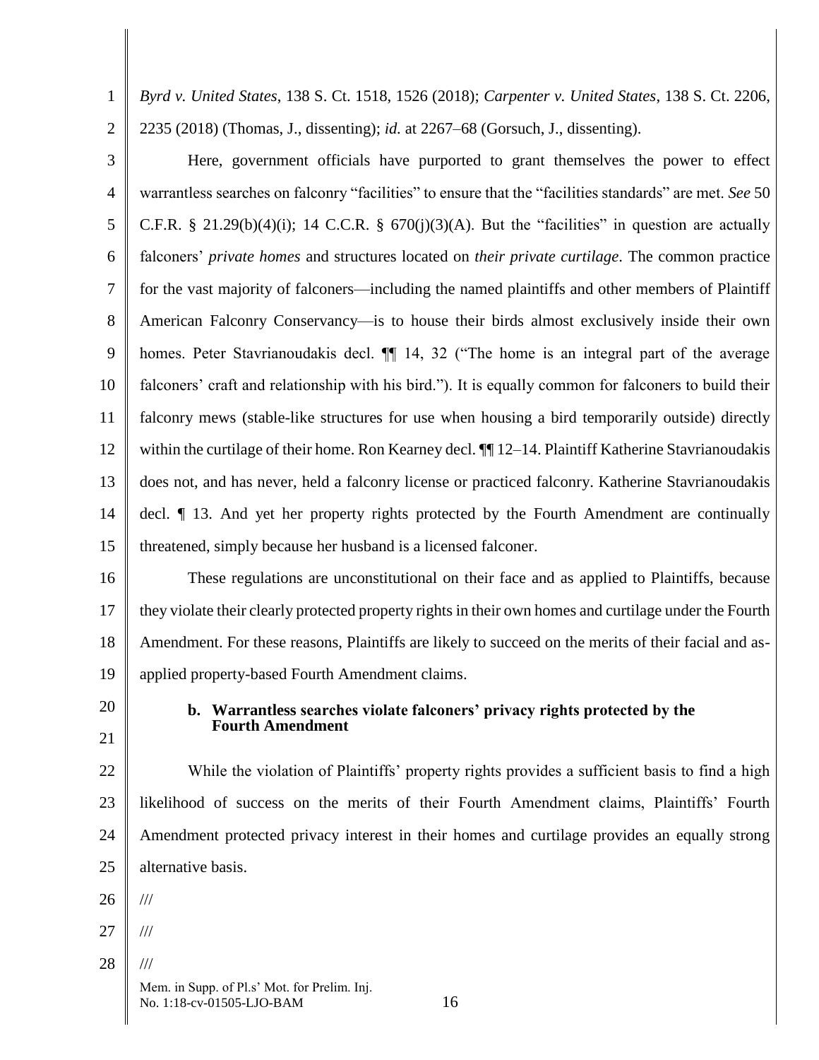*Byrd v. United States*, 138 S. Ct. 1518, 1526 (2018); *Carpenter v. United States*, 138 S. Ct. 2206, 2235 (2018) (Thomas, J., dissenting); *id.* at 2267–68 (Gorsuch, J., dissenting).

Here, government officials have purported to grant themselves the power to effect warrantless searches on falconry "facilities" to ensure that the "facilities standards" are met. *See* 50 C.F.R. § 21.29(b)(4)(i); 14 C.C.R. § 670(j)(3)(A). But the "facilities" in question are actually falconers' *private homes* and structures located on *their private curtilage*. The common practice for the vast majority of falconers—including the named plaintiffs and other members of Plaintiff American Falconry Conservancy—is to house their birds almost exclusively inside their own homes. Peter Stavrianoudakis decl. ¶¶ 14, 32 ("The home is an integral part of the average falconers' craft and relationship with his bird."). It is equally common for falconers to build their falconry mews (stable-like structures for use when housing a bird temporarily outside) directly within the curtilage of their home. Ron Kearney decl. ¶¶ 12–14. Plaintiff Katherine Stavrianoudakis does not, and has never, held a falconry license or practiced falconry. Katherine Stavrianoudakis decl. ¶ 13. And yet her property rights protected by the Fourth Amendment are continually threatened, simply because her husband is a licensed falconer.

These regulations are unconstitutional on their face and as applied to Plaintiffs, because they violate their clearly protected property rights in their own homes and curtilage under the Fourth Amendment. For these reasons, Plaintiffs are likely to succeed on the merits of their facial and as-applied property-based Fourth Amendment claims.

**b. Warrantless searches violate falconers' privacy rights protected by the Fourth Amendment**

While the violation of Plaintiffs' property rights provides a sufficient basis to find a high likelihood of success on the merits of their Fourth Amendment claims, Plaintiffs' Fourth Amendment protected privacy interest in their homes and curtilage provides an equally strong alternative basis.

///

///

///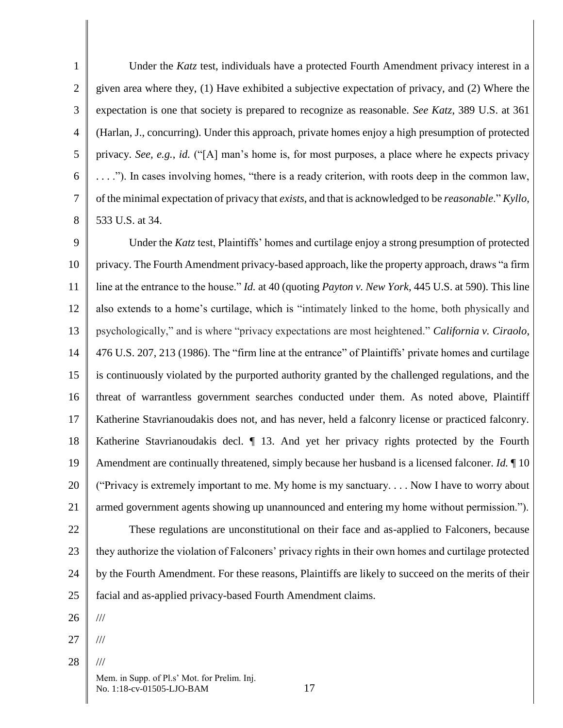Under the *Katz* test, individuals have a protected Fourth Amendment privacy interest in a given area where they, (1) Have exhibited a subjective expectation of privacy, and (2) Where the expectation is one that society is prepared to recognize as reasonable. *See Katz*, 389 U.S. at 361 (Harlan, J., concurring). Under this approach, private homes enjoy a high presumption of protected privacy. *See, e.g.*, *id.* ("[A] man's home is, for most purposes, a place where he expects privacy . . . ."). In cases involving homes, "there is a ready criterion, with roots deep in the common law, of the minimal expectation of privacy that *exists*, and that is acknowledged to be *reasonable*." *Kyllo*, 533 U.S. at 34.

Under the *Katz* test, Plaintiffs' homes and curtilage enjoy a strong presumption of protected privacy. The Fourth Amendment privacy-based approach, like the property approach, draws "a firm line at the entrance to the house." *Id.* at 40 (quoting *Payton v. New York*, 445 U.S. at 590). This line also extends to a home's curtilage, which is "intimately linked to the home, both physically and psychologically," and is where "privacy expectations are most heightened." *California v. Ciraolo*, 476 U.S. 207, 213 (1986). The "firm line at the entrance" of Plaintiffs' private homes and curtilage is continuously violated by the purported authority granted by the challenged regulations, and the threat of warrantless government searches conducted under them. As noted above, Plaintiff Katherine Stavrianoudakis does not, and has never, held a falconry license or practiced falconry. Katherine Stavrianoudakis decl. ¶ 13. And yet her privacy rights protected by the Fourth Amendment are continually threatened, simply because her husband is a licensed falconer. *Id.* ¶ 10 ("Privacy is extremely important to me. My home is my sanctuary. . . . Now I have to worry about armed government agents showing up unannounced and entering my home without permission.").

These regulations are unconstitutional on their face and as-applied to Falconers, because they authorize the violation of Falconers' privacy rights in their own homes and curtilage protected by the Fourth Amendment. For these reasons, Plaintiffs are likely to succeed on the merits of their facial and as-applied privacy-based Fourth Amendment claims.

///

///

///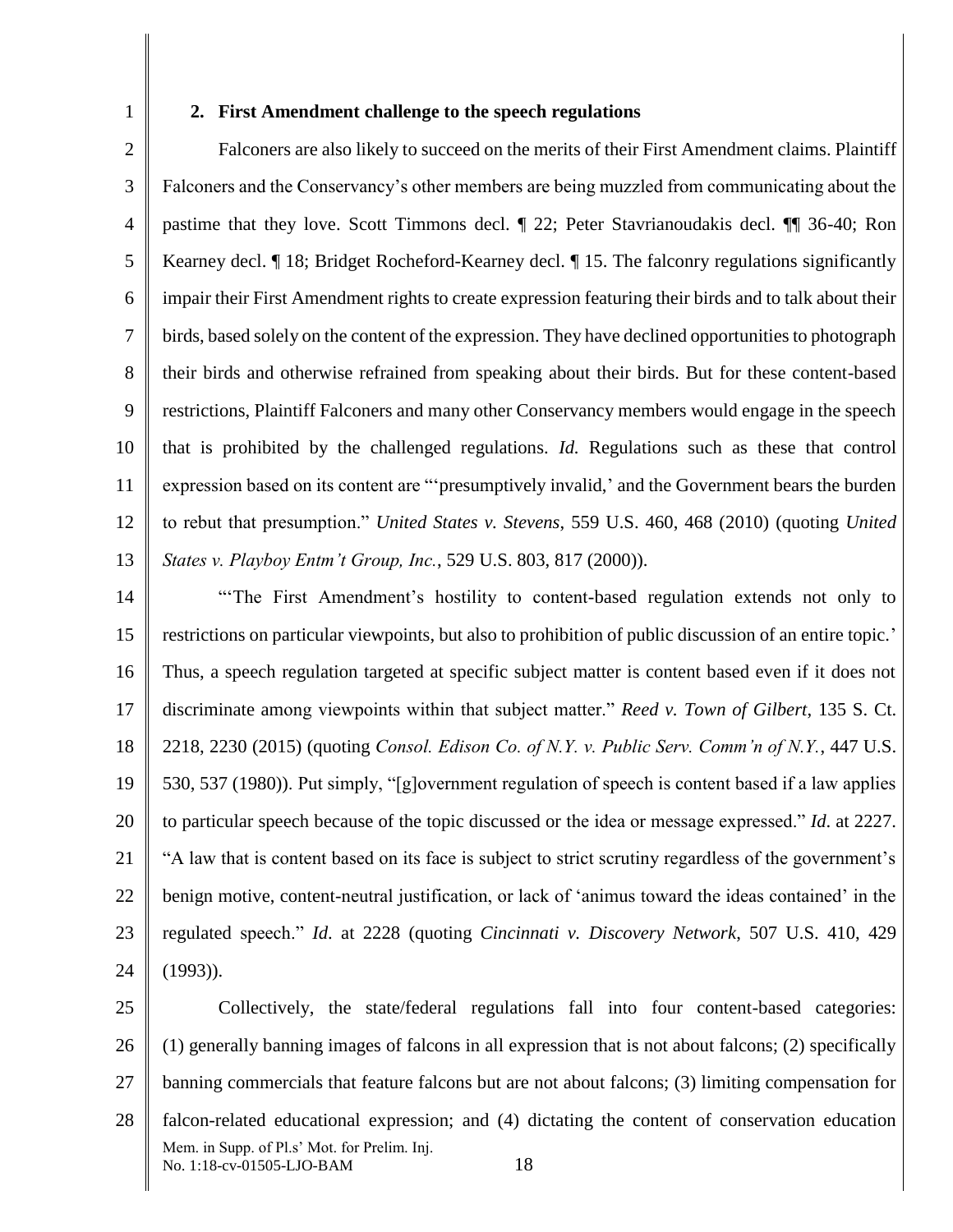### 2. First Amendment challenge to the speech regulations

Falconers are also likely to succeed on the merits of their First Amendment claims. Plaintiff Falconers and the Conservancy's other members are being muzzled from communicating about the pastime that they love. Scott Timmons decl. ¶ 22; Peter Stavrianoudakis decl. ¶¶ 36-40; Ron Kearney decl. ¶ 18; Bridget Rocheford-Kearney decl. ¶ 15. The falconry regulations significantly impair their First Amendment rights to create expression featuring their birds and to talk about their birds, based solely on the content of the expression. They have declined opportunities to photograph their birds and otherwise refrained from speaking about their birds. But for these content-based restrictions, Plaintiff Falconers and many other Conservancy members would engage in the speech that is prohibited by the challenged regulations. *Id.* Regulations such as these that control expression based on its content are "'presumptively invalid,' and the Government bears the burden to rebut that presumption." *United States v. Stevens*, 559 U.S. 460, 468 (2010) (quoting *United States v. Playboy Entm't Group, Inc.*, 529 U.S. 803, 817 (2000)).

"'The First Amendment's hostility to content-based regulation extends not only to restrictions on particular viewpoints, but also to prohibition of public discussion of an entire topic.' Thus, a speech regulation targeted at specific subject matter is content based even if it does not discriminate among viewpoints within that subject matter." *Reed v. Town of Gilbert*, 135 S. Ct. 2218, 2230 (2015) (quoting *Consol. Edison Co. of N.Y. v. Public Serv. Comm'n of N.Y.*, 447 U.S. 530, 537 (1980)). Put simply, "[g]overnment regulation of speech is content based if a law applies to particular speech because of the topic discussed or the idea or message expressed." *Id.* at 2227. "A law that is content based on its face is subject to strict scrutiny regardless of the government's benign motive, content-neutral justification, or lack of 'animus toward the ideas contained' in the regulated speech." *Id.* at 2228 (quoting *Cincinnati v. Discovery Network*, 507 U.S. 410, 429 (1993)).

Collectively, the state/federal regulations fall into four content-based categories: (1) generally banning images of falcons in all expression that is not about falcons; (2) specifically banning commercials that feature falcons but are not about falcons; (3) limiting compensation for falcon-related educational expression; and (4) dictating the content of conservation education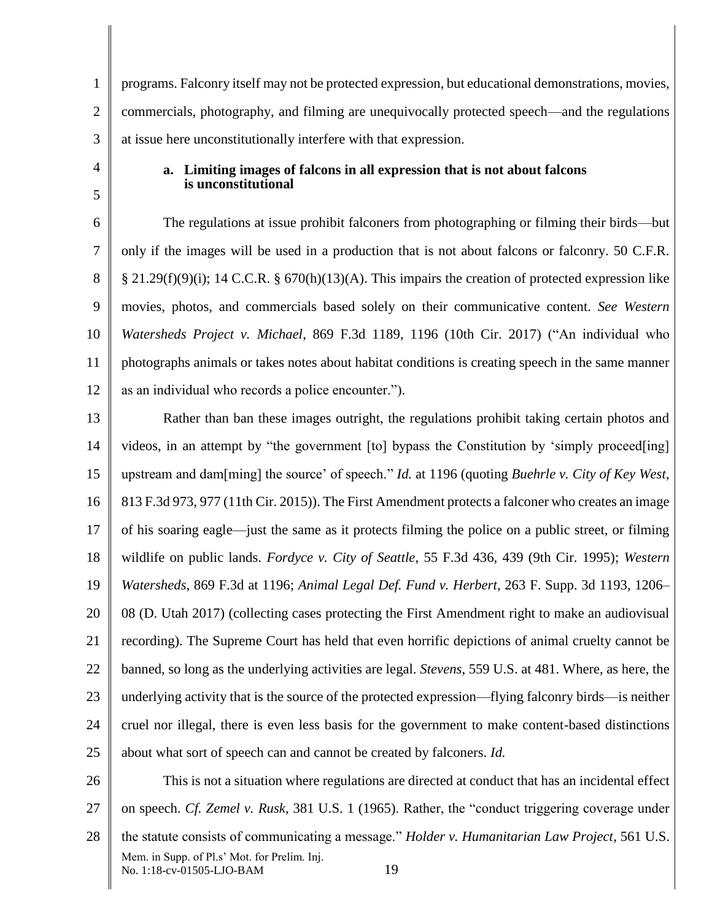programs. Falconry itself may not be protected expression, but educational demonstrations, movies, commercials, photography, and filming are unequivocally protected speech—and the regulations at issue here unconstitutionally interfere with that expression.

**a. Limiting images of falcons in all expression that is not about falcons is unconstitutional**

The regulations at issue prohibit falconers from photographing or filming their birds—but only if the images will be used in a production that is not about falcons or falconry. 50 C.F.R. § 21.29(f)(9)(i); 14 C.C.R. § 670(h)(13)(A). This impairs the creation of protected expression like movies, photos, and commercials based solely on their communicative content. *See Western Watersheds Project v. Michael*, 869 F.3d 1189, 1196 (10th Cir. 2017) ("An individual who photographs animals or takes notes about habitat conditions is creating speech in the same manner as an individual who records a police encounter.").

Rather than ban these images outright, the regulations prohibit taking certain photos and videos, in an attempt by "the government [to] bypass the Constitution by 'simply proceed[ing] upstream and dam[ming] the source' of speech." *Id.* at 1196 (quoting *Buehrle v. City of Key West*, 813 F.3d 973, 977 (11th Cir. 2015)). The First Amendment protects a falconer who creates an image of his soaring eagle—just the same as it protects filming the police on a public street, or filming wildlife on public lands. *Fordyce v. City of Seattle*, 55 F.3d 436, 439 (9th Cir. 1995); *Western Watersheds*, 869 F.3d at 1196; *Animal Legal Def. Fund v. Herbert*, 263 F. Supp. 3d 1193, 1206–08 (D. Utah 2017) (collecting cases protecting the First Amendment right to make an audiovisual recording). The Supreme Court has held that even horrific depictions of animal cruelty cannot be banned, so long as the underlying activities are legal. *Stevens*, 559 U.S. at 481. Where, as here, the underlying activity that is the source of the protected expression—flying falconry birds—is neither cruel nor illegal, there is even less basis for the government to make content-based distinctions about what sort of speech can and cannot be created by falconers. *Id.*

This is not a situation where regulations are directed at conduct that has an incidental effect on speech. *Cf. Zemel v. Rusk*, 381 U.S. 1 (1965). Rather, the "conduct triggering coverage under the statute consists of communicating a message." *Holder v. Humanitarian Law Project*, 561 U.S.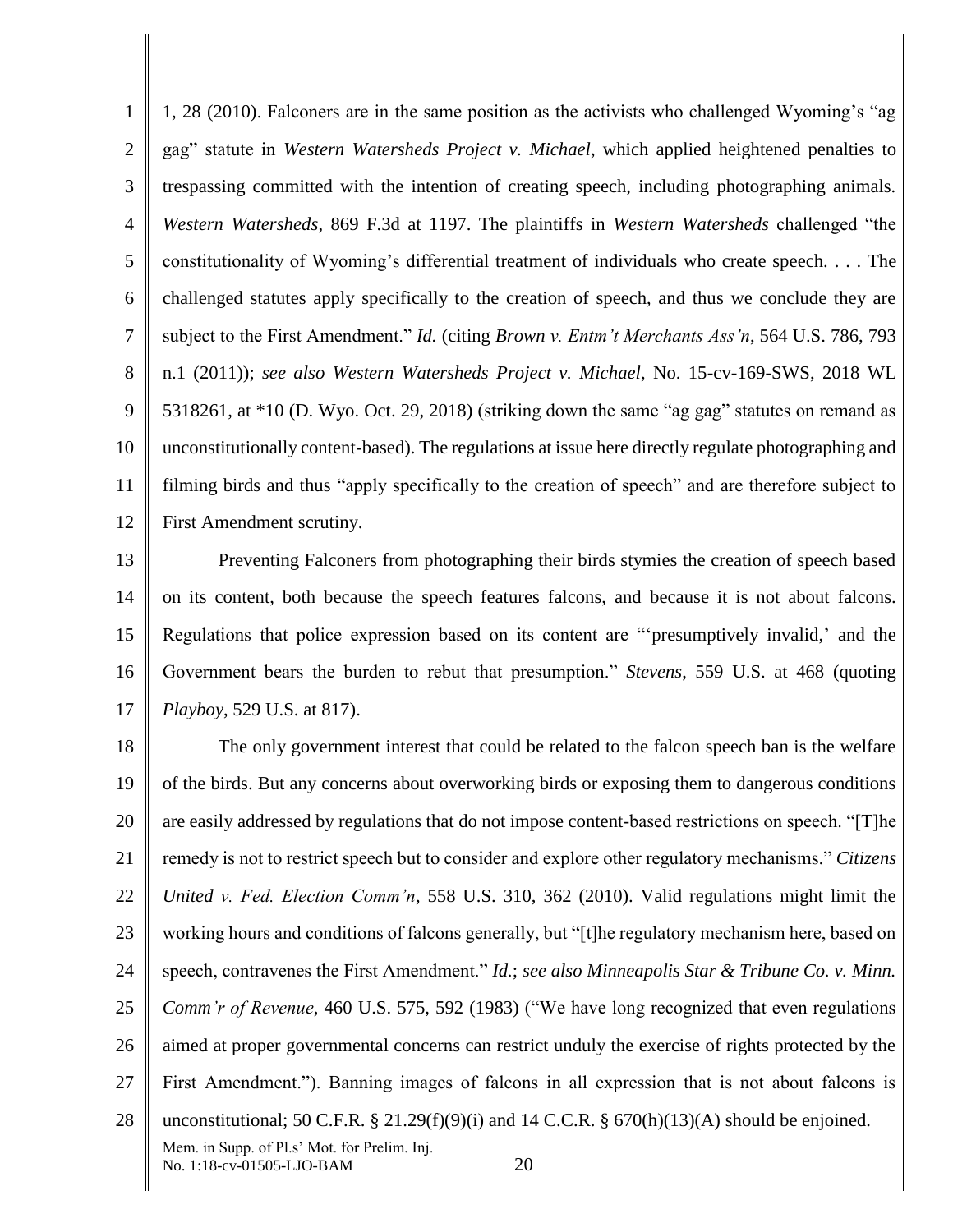1, 28 (2010). Falconers are in the same position as the activists who challenged Wyoming's "ag gag" statute in *Western Watersheds Project v. Michael*, which applied heightened penalties to trespassing committed with the intention of creating speech, including photographing animals. *Western Watersheds*, 869 F.3d at 1197. The plaintiffs in *Western Watersheds* challenged "the constitutionality of Wyoming's differential treatment of individuals who create speech. . . . The challenged statutes apply specifically to the creation of speech, and thus we conclude they are subject to the First Amendment." *Id.* (citing *Brown v. Entm't Merchants Ass'n*, 564 U.S. 786, 793 n.1 (2011)); *see also Western Watersheds Project v. Michael*, No. 15-cv-169-SWS, 2018 WL 5318261, at *10 (D. Wyo. Oct. 29, 2018) (striking down the same "ag gag" statutes on remand as unconstitutionally content-based). The regulations at issue here directly regulate photographing and filming birds and thus "apply specifically to the creation of speech" and are therefore subject to First Amendment scrutiny.

Preventing Falconers from photographing their birds stymies the creation of speech based on its content, both because the speech features falcons, and because it is not about falcons. Regulations that police expression based on its content are "'presumptively invalid,' and the Government bears the burden to rebut that presumption." *Stevens*, 559 U.S. at 468 (quoting *Playboy*, 529 U.S. at 817).

The only government interest that could be related to the falcon speech ban is the welfare of the birds. But any concerns about overworking birds or exposing them to dangerous conditions are easily addressed by regulations that do not impose content-based restrictions on speech. "[T]he remedy is not to restrict speech but to consider and explore other regulatory mechanisms." *Citizens United v. Fed. Election Comm'n*, 558 U.S. 310, 362 (2010). Valid regulations might limit the working hours and conditions of falcons generally, but "[t]he regulatory mechanism here, based on speech, contravenes the First Amendment." *Id.*; *see also Minneapolis Star & Tribune Co. v. Minn. Comm'r of Revenue*, 460 U.S. 575, 592 (1983) ("We have long recognized that even regulations aimed at proper governmental concerns can restrict unduly the exercise of rights protected by the First Amendment."). Banning images of falcons in all expression that is not about falcons is unconstitutional; 50 C.F.R. § 21.29(f)(9)(i) and 14 C.C.R. § 670(h)(13)(A) should be enjoined.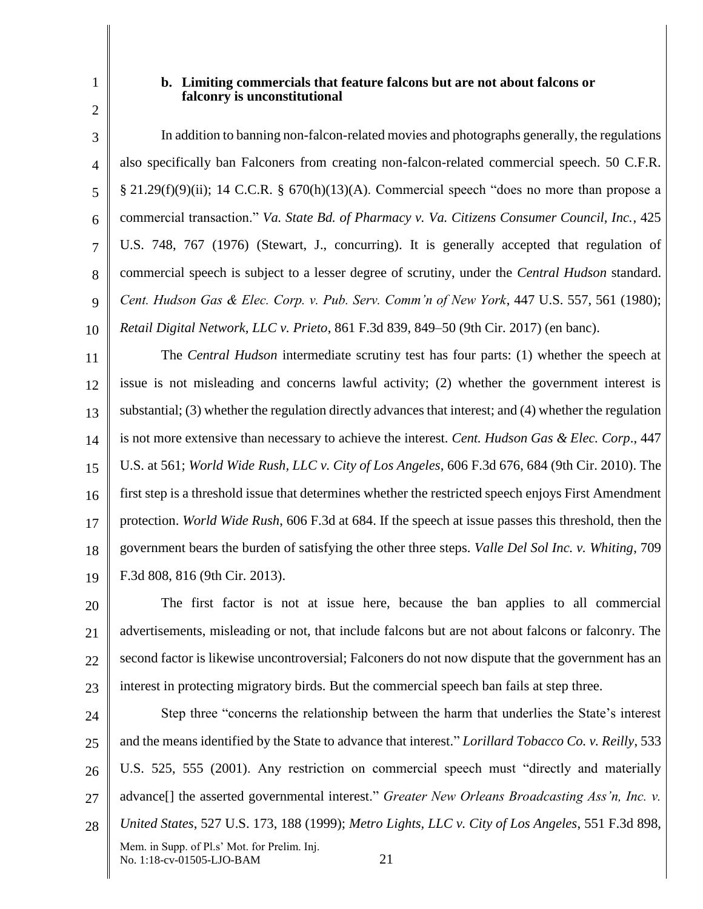**b. Limiting commercials that feature falcons but are not about falcons or falconry is unconstitutional**

In addition to banning non-falcon-related movies and photographs generally, the regulations also specifically ban Falconers from creating non-falcon-related commercial speech. 50 C.F.R. § 21.29(f)(9)(ii); 14 C.C.R. § 670(h)(13)(A). Commercial speech "does no more than propose a commercial transaction." *Va. State Bd. of Pharmacy v. Va. Citizens Consumer Council, Inc.*, 425 U.S. 748, 767 (1976) (Stewart, J., concurring). It is generally accepted that regulation of commercial speech is subject to a lesser degree of scrutiny, under the *Central Hudson* standard. *Cent. Hudson Gas & Elec. Corp. v. Pub. Serv. Comm'n of New York*, 447 U.S. 557, 561 (1980); *Retail Digital Network, LLC v. Prieto*, 861 F.3d 839, 849–50 (9th Cir. 2017) (en banc).

The *Central Hudson* intermediate scrutiny test has four parts: (1) whether the speech at issue is not misleading and concerns lawful activity; (2) whether the government interest is substantial; (3) whether the regulation directly advances that interest; and (4) whether the regulation is not more extensive than necessary to achieve the interest. *Cent. Hudson Gas & Elec. Corp*., 447 U.S. at 561; *World Wide Rush, LLC v. City of Los Angeles*, 606 F.3d 676, 684 (9th Cir. 2010). The first step is a threshold issue that determines whether the restricted speech enjoys First Amendment protection. *World Wide Rush*, 606 F.3d at 684. If the speech at issue passes this threshold, then the government bears the burden of satisfying the other three steps. *Valle Del Sol Inc. v. Whiting*, 709 F.3d 808, 816 (9th Cir. 2013).

The first factor is not at issue here, because the ban applies to all commercial advertisements, misleading or not, that include falcons but are not about falcons or falconry. The second factor is likewise uncontroversial; Falconers do not now dispute that the government has an interest in protecting migratory birds. But the commercial speech ban fails at step three.

Step three "concerns the relationship between the harm that underlies the State's interest and the means identified by the State to advance that interest." *Lorillard Tobacco Co. v. Reilly*, 533 U.S. 525, 555 (2001). Any restriction on commercial speech must "directly and materially advance[] the asserted governmental interest." *Greater New Orleans Broadcasting Ass'n, Inc. v. United States*, 527 U.S. 173, 188 (1999); *Metro Lights, LLC v. City of Los Angeles*, 551 F.3d 898,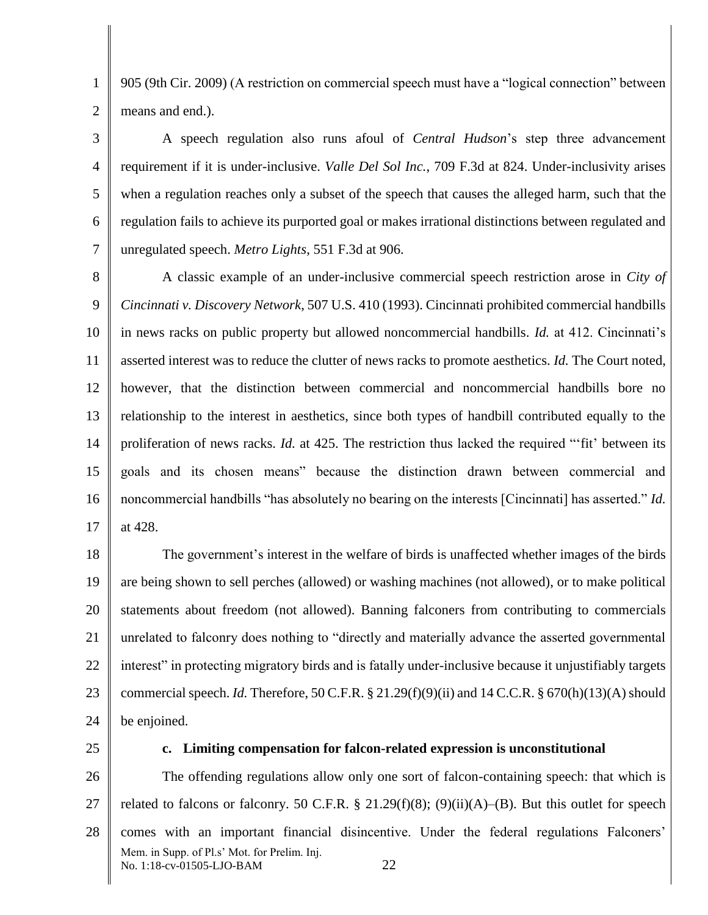905 (9th Cir. 2009) (A restriction on commercial speech must have a "logical connection" between means and end.).

A speech regulation also runs afoul of *Central Hudson*'s step three advancement requirement if it is under-inclusive. *Valle Del Sol Inc.*, 709 F.3d at 824. Under-inclusivity arises when a regulation reaches only a subset of the speech that causes the alleged harm, such that the regulation fails to achieve its purported goal or makes irrational distinctions between regulated and unregulated speech. *Metro Lights*, 551 F.3d at 906.

A classic example of an under-inclusive commercial speech restriction arose in *City of Cincinnati v. Discovery Network*, 507 U.S. 410 (1993). Cincinnati prohibited commercial handbills in news racks on public property but allowed noncommercial handbills. *Id.* at 412. Cincinnati's asserted interest was to reduce the clutter of news racks to promote aesthetics. *Id.* The Court noted, however, that the distinction between commercial and noncommercial handbills bore no relationship to the interest in aesthetics, since both types of handbill contributed equally to the proliferation of news racks. *Id.* at 425. The restriction thus lacked the required "'fit' between its goals and its chosen means" because the distinction drawn between commercial and noncommercial handbills "has absolutely no bearing on the interests [Cincinnati] has asserted." *Id.* at 428.

The government's interest in the welfare of birds is unaffected whether images of the birds are being shown to sell perches (allowed) or washing machines (not allowed), or to make political statements about freedom (not allowed). Banning falconers from contributing to commercials unrelated to falconry does nothing to "directly and materially advance the asserted governmental interest" in protecting migratory birds and is fatally under-inclusive because it unjustifiably targets commercial speech. *Id.* Therefore, 50 C.F.R. § 21.29(f)(9)(ii) and 14 C.C.R. § 670(h)(13)(A) should be enjoined.

**c. Limiting compensation for falcon-related expression is unconstitutional**

The offending regulations allow only one sort of falcon-containing speech: that which is related to falcons or falconry. 50 C.F.R. § 21.29(f)(8); (9)(ii)(A)–(B). But this outlet for speech comes with an important financial disincentive. Under the federal regulations Falconers'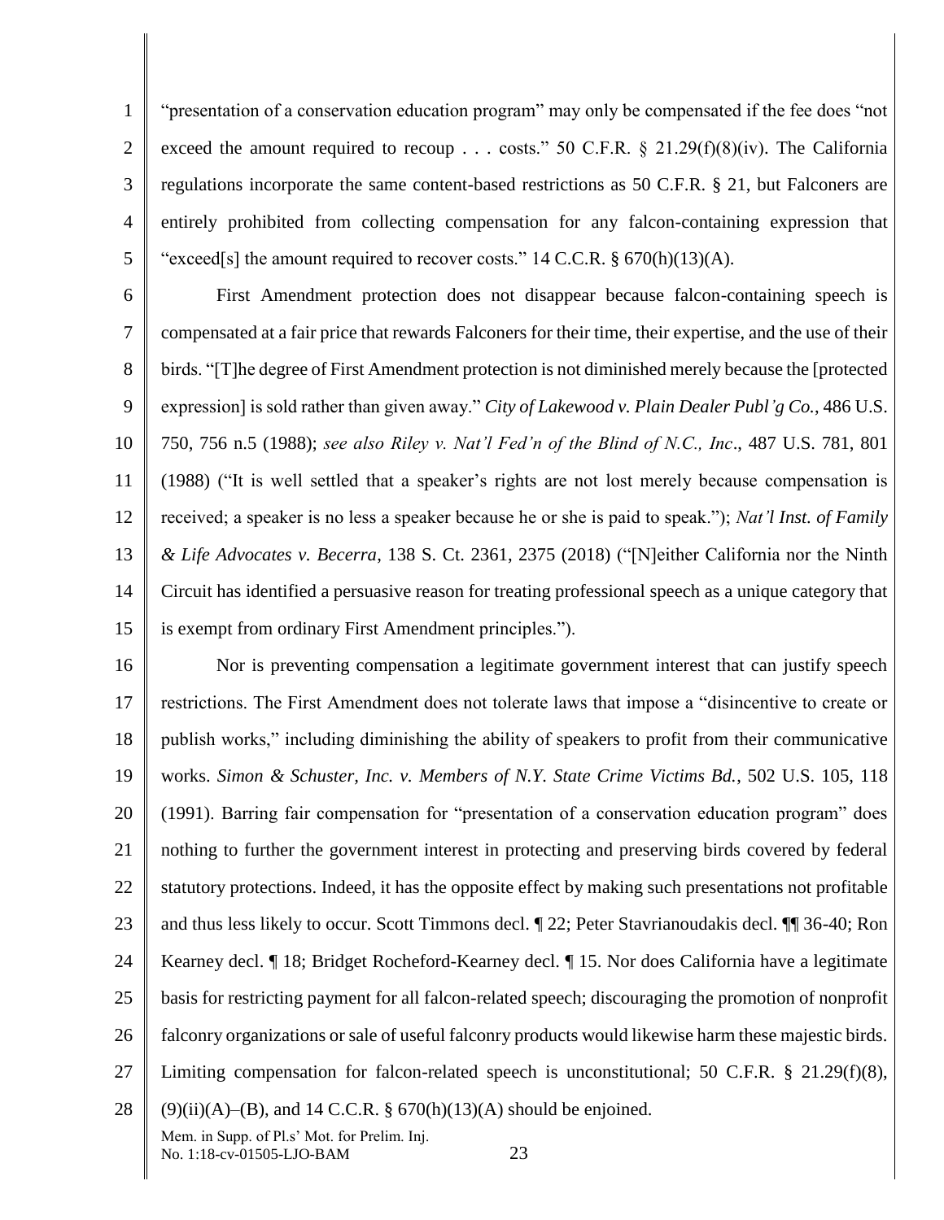"presentation of a conservation education program" may only be compensated if the fee does "not exceed the amount required to recoup . . . costs." 50 C.F.R. § 21.29(f)(8)(iv). The California regulations incorporate the same content-based restrictions as 50 C.F.R. § 21, but Falconers are entirely prohibited from collecting compensation for any falcon-containing expression that "exceed[s] the amount required to recover costs." 14 C.C.R. § 670(h)(13)(A).

First Amendment protection does not disappear because falcon-containing speech is compensated at a fair price that rewards Falconers for their time, their expertise, and the use of their birds. "[T]he degree of First Amendment protection is not diminished merely because the [protected expression] is sold rather than given away." *City of Lakewood v. Plain Dealer Publ'g Co.*, 486 U.S. 750, 756 n.5 (1988); *see also Riley v. Nat'l Fed'n of the Blind of N.C., Inc*., 487 U.S. 781, 801 (1988) ("It is well settled that a speaker's rights are not lost merely because compensation is received; a speaker is no less a speaker because he or she is paid to speak."); *Nat'l Inst. of Family & Life Advocates v. Becerra*, 138 S. Ct. 2361, 2375 (2018) ("[N]either California nor the Ninth Circuit has identified a persuasive reason for treating professional speech as a unique category that is exempt from ordinary First Amendment principles.").

Nor is preventing compensation a legitimate government interest that can justify speech restrictions. The First Amendment does not tolerate laws that impose a "disincentive to create or publish works," including diminishing the ability of speakers to profit from their communicative works. *Simon & Schuster, Inc. v. Members of N.Y. State Crime Victims Bd.*, 502 U.S. 105, 118 (1991). Barring fair compensation for "presentation of a conservation education program" does nothing to further the government interest in protecting and preserving birds covered by federal statutory protections. Indeed, it has the opposite effect by making such presentations not profitable and thus less likely to occur. Scott Timmons decl. ¶ 22; Peter Stavrianoudakis decl. ¶¶ 36-40; Ron Kearney decl. ¶ 18; Bridget Rocheford-Kearney decl. ¶ 15. Nor does California have a legitimate basis for restricting payment for all falcon-related speech; discouraging the promotion of nonprofit falconry organizations or sale of useful falconry products would likewise harm these majestic birds. Limiting compensation for falcon-related speech is unconstitutional; 50 C.F.R. § 21.29(f)(8), (9)(ii)(A)–(B), and 14 C.C.R. § 670(h)(13)(A) should be enjoined.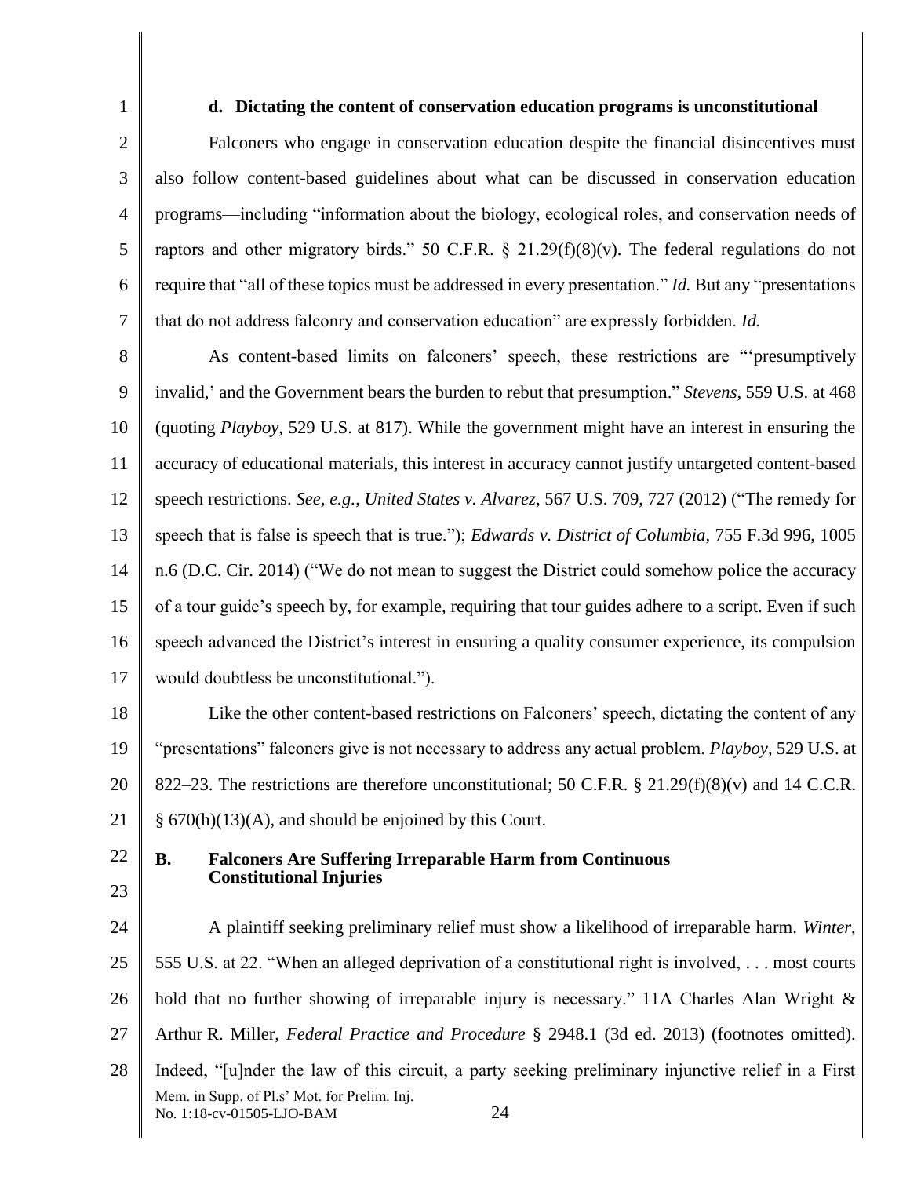#### d. Dictating the content of conservation education programs is unconstitutional

Falconers who engage in conservation education despite the financial disincentives must also follow content-based guidelines about what can be discussed in conservation education programs—including "information about the biology, ecological roles, and conservation needs of raptors and other migratory birds." 50 C.F.R. § 21.29(f)(8)(v). The federal regulations do not require that "all of these topics must be addressed in every presentation." *Id.* But any "presentations that do not address falconry and conservation education" are expressly forbidden. *Id.*

As content-based limits on falconers' speech, these restrictions are "'presumptively invalid,' and the Government bears the burden to rebut that presumption." *Stevens*, 559 U.S. at 468 (quoting *Playboy*, 529 U.S. at 817). While the government might have an interest in ensuring the accuracy of educational materials, this interest in accuracy cannot justify untargeted content-based speech restrictions. *See, e.g.*, *United States v. Alvarez*, 567 U.S. 709, 727 (2012) ("The remedy for speech that is false is speech that is true."); *Edwards v. District of Columbia*, 755 F.3d 996, 1005 n.6 (D.C. Cir. 2014) ("We do not mean to suggest the District could somehow police the accuracy of a tour guide's speech by, for example, requiring that tour guides adhere to a script. Even if such speech advanced the District's interest in ensuring a quality consumer experience, its compulsion would doubtless be unconstitutional.").

Like the other content-based restrictions on Falconers' speech, dictating the content of any "presentations" falconers give is not necessary to address any actual problem. *Playboy*, 529 U.S. at 822–23. The restrictions are therefore unconstitutional; 50 C.F.R. § 21.29(f)(8)(v) and 14 C.C.R. § 670(h)(13)(A), and should be enjoined by this Court.

### B. Falconers Are Suffering Irreparable Harm from Continuous Constitutional Injuries

A plaintiff seeking preliminary relief must show a likelihood of irreparable harm. *Winter*, 555 U.S. at 22. "When an alleged deprivation of a constitutional right is involved, . . . most courts hold that no further showing of irreparable injury is necessary." 11A Charles Alan Wright & Arthur R. Miller, *Federal Practice and Procedure* § 2948.1 (3d ed. 2013) (footnotes omitted). Indeed, "[u]nder the law of this circuit, a party seeking preliminary injunctive relief in a First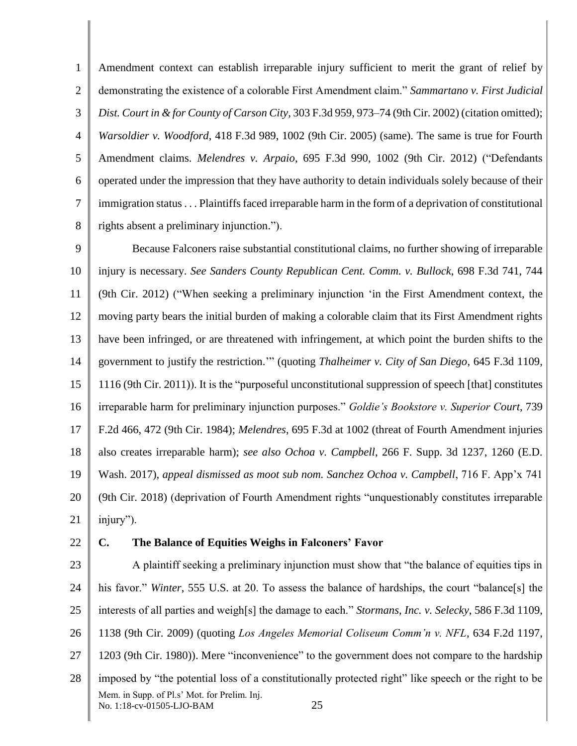Amendment context can establish irreparable injury sufficient to merit the grant of relief by demonstrating the existence of a colorable First Amendment claim." *Sammartano v. First Judicial Dist. Court in & for County of Carson City*, 303 F.3d 959, 973–74 (9th Cir. 2002) (citation omitted); *Warsoldier v. Woodford*, 418 F.3d 989, 1002 (9th Cir. 2005) (same). The same is true for Fourth Amendment claims. *Melendres v. Arpaio*, 695 F.3d 990, 1002 (9th Cir. 2012) ("Defendants operated under the impression that they have authority to detain individuals solely because of their immigration status . . . Plaintiffs faced irreparable harm in the form of a deprivation of constitutional rights absent a preliminary injunction.").

Because Falconers raise substantial constitutional claims, no further showing of irreparable injury is necessary. *See Sanders County Republican Cent. Comm. v. Bullock*, 698 F.3d 741, 744 (9th Cir. 2012) ("When seeking a preliminary injunction 'in the First Amendment context, the moving party bears the initial burden of making a colorable claim that its First Amendment rights have been infringed, or are threatened with infringement, at which point the burden shifts to the government to justify the restriction.'" (quoting *Thalheimer v. City of San Diego*, 645 F.3d 1109, 1116 (9th Cir. 2011)). It is the "purposeful unconstitutional suppression of speech [that] constitutes irreparable harm for preliminary injunction purposes." *Goldie's Bookstore v. Superior Court*, 739 F.2d 466, 472 (9th Cir. 1984); *Melendres*, 695 F.3d at 1002 (threat of Fourth Amendment injuries also creates irreparable harm); *see also Ochoa v. Campbell*, 266 F. Supp. 3d 1237, 1260 (E.D. Wash. 2017), *appeal dismissed as moot sub nom. Sanchez Ochoa v. Campbell*, 716 F. App'x 741 (9th Cir. 2018) (deprivation of Fourth Amendment rights "unquestionably constitutes irreparable injury").

### C. The Balance of Equities Weighs in Falconers' Favor

A plaintiff seeking a preliminary injunction must show that "the balance of equities tips in his favor." *Winter*, 555 U.S. at 20. To assess the balance of hardships, the court "balance[s] the interests of all parties and weigh[s] the damage to each." *Stormans, Inc. v. Selecky*, 586 F.3d 1109, 1138 (9th Cir. 2009) (quoting *Los Angeles Memorial Coliseum Comm'n v. NFL*, 634 F.2d 1197, 1203 (9th Cir. 1980)). Mere "inconvenience" to the government does not compare to the hardship imposed by "the potential loss of a constitutionally protected right" like speech or the right to be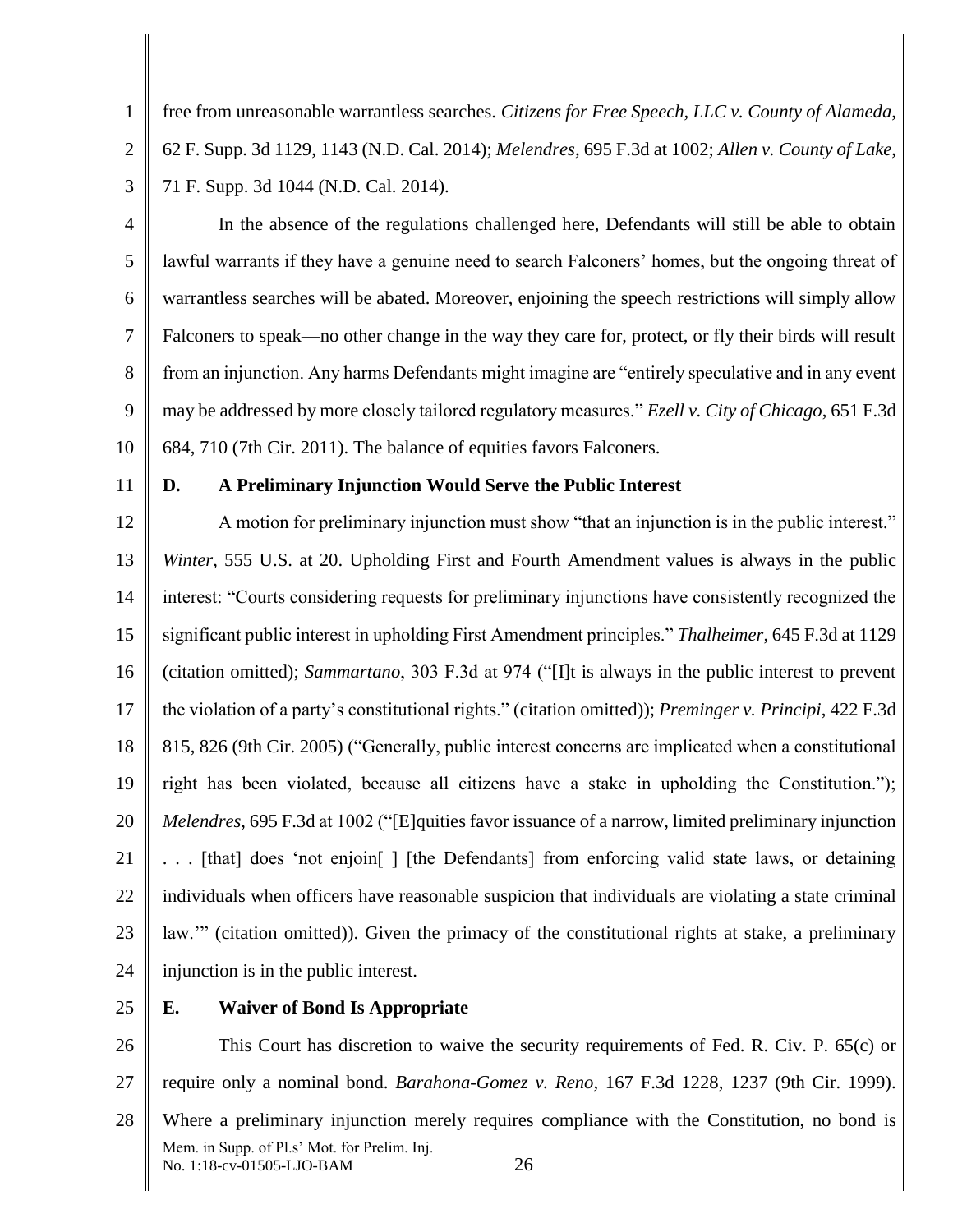free from unreasonable warrantless searches. *Citizens for Free Speech, LLC v. County of Alameda*, 62 F. Supp. 3d 1129, 1143 (N.D. Cal. 2014); *Melendres*, 695 F.3d at 1002; *Allen v. County of Lake*, 71 F. Supp. 3d 1044 (N.D. Cal. 2014).

In the absence of the regulations challenged here, Defendants will still be able to obtain lawful warrants if they have a genuine need to search Falconers' homes, but the ongoing threat of warrantless searches will be abated. Moreover, enjoining the speech restrictions will simply allow Falconers to speak—no other change in the way they care for, protect, or fly their birds will result from an injunction. Any harms Defendants might imagine are "entirely speculative and in any event may be addressed by more closely tailored regulatory measures." *Ezell v. City of Chicago*, 651 F.3d 684, 710 (7th Cir. 2011). The balance of equities favors Falconers.

### D. A Preliminary Injunction Would Serve the Public Interest

A motion for preliminary injunction must show "that an injunction is in the public interest." *Winter*, 555 U.S. at 20. Upholding First and Fourth Amendment values is always in the public interest: "Courts considering requests for preliminary injunctions have consistently recognized the significant public interest in upholding First Amendment principles." *Thalheimer*, 645 F.3d at 1129 (citation omitted); *Sammartano*, 303 F.3d at 974 ("[I]t is always in the public interest to prevent the violation of a party's constitutional rights." (citation omitted)); *Preminger v. Principi*, 422 F.3d 815, 826 (9th Cir. 2005) ("Generally, public interest concerns are implicated when a constitutional right has been violated, because all citizens have a stake in upholding the Constitution."); *Melendres*, 695 F.3d at 1002 ("[E]quities favor issuance of a narrow, limited preliminary injunction . . . [that] does 'not enjoin[ ] [the Defendants] from enforcing valid state laws, or detaining individuals when officers have reasonable suspicion that individuals are violating a state criminal law.'" (citation omitted)). Given the primacy of the constitutional rights at stake, a preliminary injunction is in the public interest.

### E. Waiver of Bond Is Appropriate

This Court has discretion to waive the security requirements of Fed. R. Civ. P. 65(c) or require only a nominal bond. *Barahona-Gomez v. Reno*, 167 F.3d 1228, 1237 (9th Cir. 1999). Where a preliminary injunction merely requires compliance with the Constitution, no bond is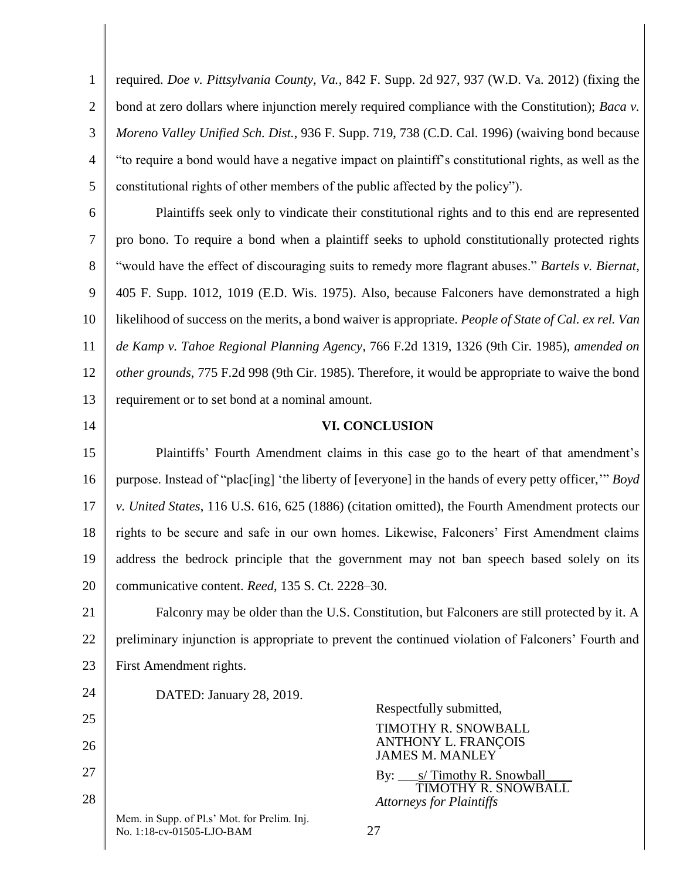required. *Doe v. Pittsylvania County, Va.*, 842 F. Supp. 2d 927, 937 (W.D. Va. 2012) (fixing the bond at zero dollars where injunction merely required compliance with the Constitution); *Baca v. Moreno Valley Unified Sch. Dist.*, 936 F. Supp. 719, 738 (C.D. Cal. 1996) (waiving bond because "to require a bond would have a negative impact on plaintiff's constitutional rights, as well as the constitutional rights of other members of the public affected by the policy").

Plaintiffs seek only to vindicate their constitutional rights and to this end are represented pro bono. To require a bond when a plaintiff seeks to uphold constitutionally protected rights "would have the effect of discouraging suits to remedy more flagrant abuses." *Bartels v. Biernat*, 405 F. Supp. 1012, 1019 (E.D. Wis. 1975). Also, because Falconers have demonstrated a high likelihood of success on the merits, a bond waiver is appropriate. *People of State of Cal. ex rel. Van de Kamp v. Tahoe Regional Planning Agency*, 766 F.2d 1319, 1326 (9th Cir. 1985), *amended on other grounds*, 775 F.2d 998 (9th Cir. 1985). Therefore, it would be appropriate to waive the bond requirement or to set bond at a nominal amount.

## VI. CONCLUSION

Plaintiffs' Fourth Amendment claims in this case go to the heart of that amendment's purpose. Instead of "plac[ing] 'the liberty of [everyone] in the hands of every petty officer,'" *Boyd v. United States*, 116 U.S. 616, 625 (1886) (citation omitted), the Fourth Amendment protects our rights to be secure and safe in our own homes. Likewise, Falconers' First Amendment claims address the bedrock principle that the government may not ban speech based solely on its communicative content. *Reed*, 135 S. Ct. 2228–30.

Falconry may be older than the U.S. Constitution, but Falconers are still protected by it. A preliminary injunction is appropriate to prevent the continued violation of Falconers' Fourth and First Amendment rights.

DATED: January 28, 2019.

Respectfully submitted,

TIMOTHY R. SNOWBALL
ANTHONY L. FRANÇOIS
JAMES M. MANLEY

By: s/ Timothy R. Snowball
TIMOTHY R. SNOWBALL
*Attorneys for Plaintiffs*